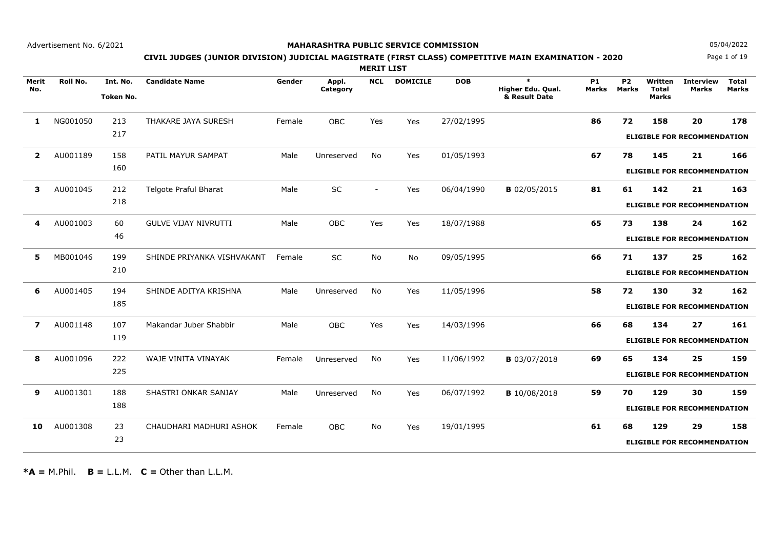Advertisement No. 6/2021

05/04/2022

**MAHARASHTRA PUBLIC SERVICE COMMISSION**

**CIVIL JUDGES (JUNIOR DIVISION) JUDICIAL MAGISTRATE (FIRST CLASS) COMPETITIVE MAIN EXAMINATION - 2020**

**MERIT LIST**

| Merit No. | Roll No. | Int. No. / Token No. | Candidate Name | Gender | Appl. Category | NCL | DOMICILE | DOB | * Higher Edu. Qual. & Result Date | P1 Marks | P2 Marks | Written Total Marks | Interview Marks | Total Marks |
|---|---|---|---|---|---|---|---|---|---|---|---|---|---|---|
| **1** | NG001050 | 213 / 217 | THAKARE JAYA SURESH | Female | OBC | Yes | Yes | 27/02/1995 | | **86** | **72** | **158** | **20** | **178** |
| | | | | | | | | | | **ELIGIBLE FOR RECOMMENDATION** | | | | |
| **2** | AU001189 | 158 / 160 | PATIL MAYUR SAMPAT | Male | Unreserved | No | Yes | 01/05/1993 | | **67** | **78** | **145** | **21** | **166** |
| | | | | | | | | | | **ELIGIBLE FOR RECOMMENDATION** | | | | |
| **3** | AU001045 | 212 / 218 | Telgote Praful Bharat | Male | SC | - | Yes | 06/04/1990 | **B** 02/05/2015 | **81** | **61** | **142** | **21** | **163** |
| | | | | | | | | | | **ELIGIBLE FOR RECOMMENDATION** | | | | |
| **4** | AU001003 | 60 / 46 | GULVE VIJAY NIVRUTTI | Male | OBC | Yes | Yes | 18/07/1988 | | **65** | **73** | **138** | **24** | **162** |
| | | | | | | | | | | **ELIGIBLE FOR RECOMMENDATION** | | | | |
| **5** | MB001046 | 199 / 210 | SHINDE PRIYANKA VISHVAKANT | Female | SC | No | No | 09/05/1995 | | **66** | **71** | **137** | **25** | **162** |
| | | | | | | | | | | **ELIGIBLE FOR RECOMMENDATION** | | | | |
| **6** | AU001405 | 194 / 185 | SHINDE ADITYA KRISHNA | Male | Unreserved | No | Yes | 11/05/1996 | | **58** | **72** | **130** | **32** | **162** |
| | | | | | | | | | | **ELIGIBLE FOR RECOMMENDATION** | | | | |
| **7** | AU001148 | 107 / 119 | Makandar Juber Shabbir | Male | OBC | Yes | Yes | 14/03/1996 | | **66** | **68** | **134** | **27** | **161** |
| | | | | | | | | | | **ELIGIBLE FOR RECOMMENDATION** | | | | |
| **8** | AU001096 | 222 / 225 | WAJE VINITA VINAYAK | Female | Unreserved | No | Yes | 11/06/1992 | **B** 03/07/2018 | **69** | **65** | **134** | **25** | **159** |
| | | | | | | | | | | **ELIGIBLE FOR RECOMMENDATION** | | | | |
| **9** | AU001301 | 188 / 188 | SHASTRI ONKAR SANJAY | Male | Unreserved | No | Yes | 06/07/1992 | **B** 10/08/2018 | **59** | **70** | **129** | **30** | **159** |
| | | | | | | | | | | **ELIGIBLE FOR RECOMMENDATION** | | | | |
| **10** | AU001308 | 23 / 23 | CHAUDHARI MADHURI ASHOK | Female | OBC | No | Yes | 19/01/1995 | | **61** | **68** | **129** | **29** | **158** |
| | | | | | | | | | | **ELIGIBLE FOR RECOMMENDATION** | | | | |

***A =** M.Phil. **B =** L.L.M. **C =** Other than L.L.M.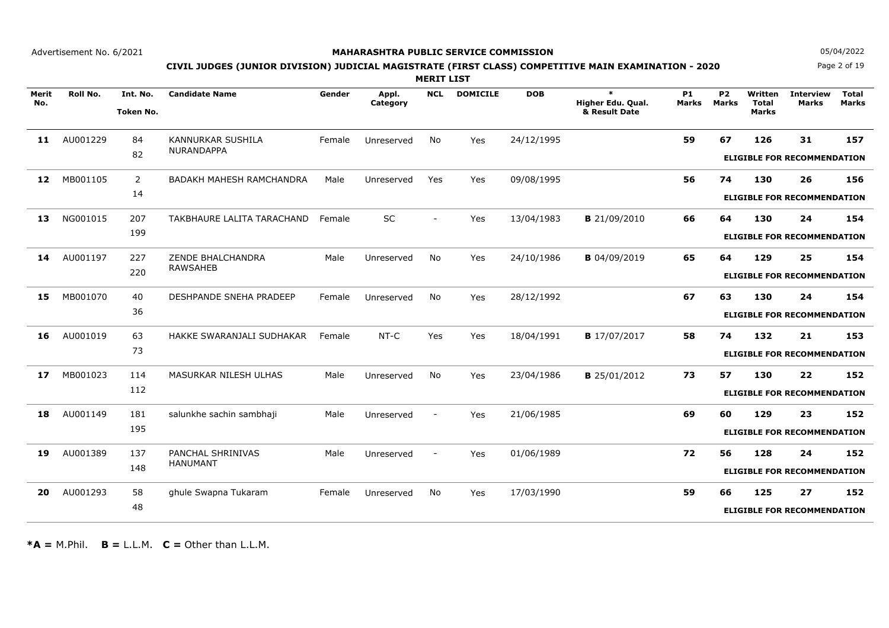Advertisement No. 6/2021

05/04/2022

**MAHARASHTRA PUBLIC SERVICE COMMISSION**

**CIVIL JUDGES (JUNIOR DIVISION) JUDICIAL MAGISTRATE (FIRST CLASS) COMPETITIVE MAIN EXAMINATION - 2020**

**MERIT LIST**

| Merit No. | Roll No. | Int. No. / Token No. | Candidate Name | Gender | Appl. Category | NCL | DOMICILE | DOB | * Higher Edu. Qual. & Result Date | P1 Marks | P2 Marks | Written Total Marks | Interview Marks | Total Marks |
|---|---|---|---|---|---|---|---|---|---|---|---|---|---|---|
| **11** | AU001229 | 84 / 82 | KANNURKAR SUSHILA NURANDAPPA | Female | Unreserved | No | Yes | 24/12/1995 | | **59** | **67** | **126** | **31** | **157** |
| | | | | | | | | | | | | **ELIGIBLE FOR RECOMMENDATION** | | |
| **12** | MB001105 | 2 / 14 | BADAKH MAHESH RAMCHANDRA | Male | Unreserved | Yes | Yes | 09/08/1995 | | **56** | **74** | **130** | **26** | **156** |
| | | | | | | | | | | | | **ELIGIBLE FOR RECOMMENDATION** | | |
| **13** | NG001015 | 207 / 199 | TAKBHAURE LALITA TARACHAND | Female | SC | - | Yes | 13/04/1983 | **B** 21/09/2010 | **66** | **64** | **130** | **24** | **154** |
| | | | | | | | | | | | | **ELIGIBLE FOR RECOMMENDATION** | | |
| **14** | AU001197 | 227 / 220 | ZENDE BHALCHANDRA RAWSAHEB | Male | Unreserved | No | Yes | 24/10/1986 | **B** 04/09/2019 | **65** | **64** | **129** | **25** | **154** |
| | | | | | | | | | | | | **ELIGIBLE FOR RECOMMENDATION** | | |
| **15** | MB001070 | 40 / 36 | DESHPANDE SNEHA PRADEEP | Female | Unreserved | No | Yes | 28/12/1992 | | **67** | **63** | **130** | **24** | **154** |
| | | | | | | | | | | | | **ELIGIBLE FOR RECOMMENDATION** | | |
| **16** | AU001019 | 63 / 73 | HAKKE SWARANJALI SUDHAKAR | Female | NT-C | Yes | Yes | 18/04/1991 | **B** 17/07/2017 | **58** | **74** | **132** | **21** | **153** |
| | | | | | | | | | | | | **ELIGIBLE FOR RECOMMENDATION** | | |
| **17** | MB001023 | 114 / 112 | MASURKAR NILESH ULHAS | Male | Unreserved | No | Yes | 23/04/1986 | **B** 25/01/2012 | **73** | **57** | **130** | **22** | **152** |
| | | | | | | | | | | | | **ELIGIBLE FOR RECOMMENDATION** | | |
| **18** | AU001149 | 181 / 195 | salunkhe sachin sambhaji | Male | Unreserved | - | Yes | 21/06/1985 | | **69** | **60** | **129** | **23** | **152** |
| | | | | | | | | | | | | **ELIGIBLE FOR RECOMMENDATION** | | |
| **19** | AU001389 | 137 / 148 | PANCHAL SHRINIVAS HANUMANT | Male | Unreserved | - | Yes | 01/06/1989 | | **72** | **56** | **128** | **24** | **152** |
| | | | | | | | | | | | | **ELIGIBLE FOR RECOMMENDATION** | | |
| **20** | AU001293 | 58 / 48 | ghule Swapna Tukaram | Female | Unreserved | No | Yes | 17/03/1990 | | **59** | **66** | **125** | **27** | **152** |
| | | | | | | | | | | | | **ELIGIBLE FOR RECOMMENDATION** | | |

***A =** M.Phil. **B =** L.L.M. **C =** Other than L.L.M.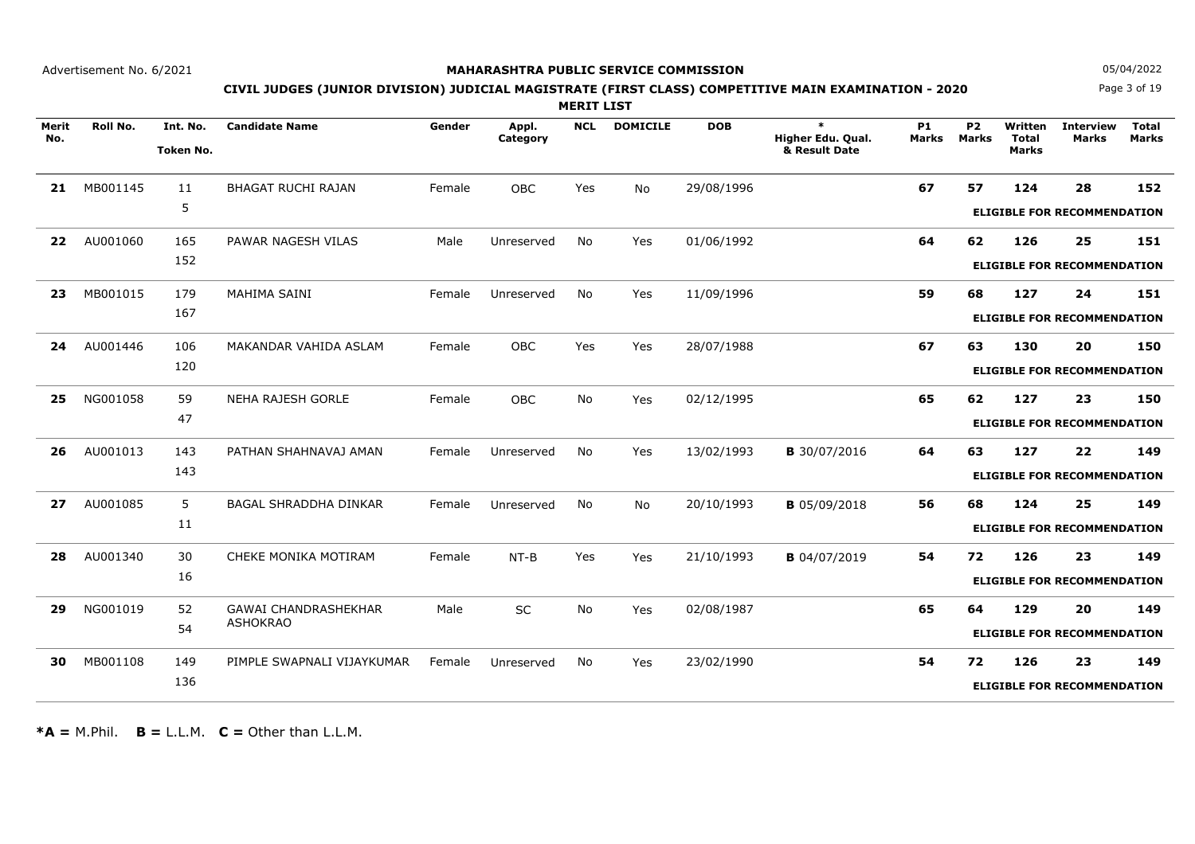Advertisement No. 6/2021

**MAHARASHTRA PUBLIC SERVICE COMMISSION**

05/04/2022

**CIVIL JUDGES (JUNIOR DIVISION) JUDICIAL MAGISTRATE (FIRST CLASS) COMPETITIVE MAIN EXAMINATION - 2020**

**MERIT LIST**

| Merit No. | Roll No. | Int. No. / Token No. | Candidate Name | Gender | Appl. Category | NCL | DOMICILE | DOB | * Higher Edu. Qual. & Result Date | P1 Marks | P2 Marks | Written Total Marks | Interview Marks | Total Marks |
|---|---|---|---|---|---|---|---|---|---|---|---|---|---|---|
| **21** | MB001145 | 11 / 5 | BHAGAT RUCHI RAJAN | Female | OBC | Yes | No | 29/08/1996 | | **67** | **57** | **124** | **28** | **152** |
| | | | | | | | | | | | | **ELIGIBLE FOR RECOMMENDATION** | | |
| **22** | AU001060 | 165 / 152 | PAWAR NAGESH VILAS | Male | Unreserved | No | Yes | 01/06/1992 | | **64** | **62** | **126** | **25** | **151** |
| | | | | | | | | | | | | **ELIGIBLE FOR RECOMMENDATION** | | |
| **23** | MB001015 | 179 / 167 | MAHIMA SAINI | Female | Unreserved | No | Yes | 11/09/1996 | | **59** | **68** | **127** | **24** | **151** |
| | | | | | | | | | | | | **ELIGIBLE FOR RECOMMENDATION** | | |
| **24** | AU001446 | 106 / 120 | MAKANDAR VAHIDA ASLAM | Female | OBC | Yes | Yes | 28/07/1988 | | **67** | **63** | **130** | **20** | **150** |
| | | | | | | | | | | | | **ELIGIBLE FOR RECOMMENDATION** | | |
| **25** | NG001058 | 59 / 47 | NEHA RAJESH GORLE | Female | OBC | No | Yes | 02/12/1995 | | **65** | **62** | **127** | **23** | **150** |
| | | | | | | | | | | | | **ELIGIBLE FOR RECOMMENDATION** | | |
| **26** | AU001013 | 143 / 143 | PATHAN SHAHNAVAJ AMAN | Female | Unreserved | No | Yes | 13/02/1993 | **B** 30/07/2016 | **64** | **63** | **127** | **22** | **149** |
| | | | | | | | | | | | | **ELIGIBLE FOR RECOMMENDATION** | | |
| **27** | AU001085 | 5 / 11 | BAGAL SHRADDHA DINKAR | Female | Unreserved | No | No | 20/10/1993 | **B** 05/09/2018 | **56** | **68** | **124** | **25** | **149** |
| | | | | | | | | | | | | **ELIGIBLE FOR RECOMMENDATION** | | |
| **28** | AU001340 | 30 / 16 | CHEKE MONIKA MOTIRAM | Female | NT-B | Yes | Yes | 21/10/1993 | **B** 04/07/2019 | **54** | **72** | **126** | **23** | **149** |
| | | | | | | | | | | | | **ELIGIBLE FOR RECOMMENDATION** | | |
| **29** | NG001019 | 52 / 54 | GAWAI CHANDRASHEKHAR ASHOKRAO | Male | SC | No | Yes | 02/08/1987 | | **65** | **64** | **129** | **20** | **149** |
| | | | | | | | | | | | | **ELIGIBLE FOR RECOMMENDATION** | | |
| **30** | MB001108 | 149 / 136 | PIMPLE SWAPNALI VIJAYKUMAR | Female | Unreserved | No | Yes | 23/02/1990 | | **54** | **72** | **126** | **23** | **149** |
| | | | | | | | | | | | | **ELIGIBLE FOR RECOMMENDATION** | | |

***A =** M.Phil. **B =** L.L.M. **C =** Other than L.L.M.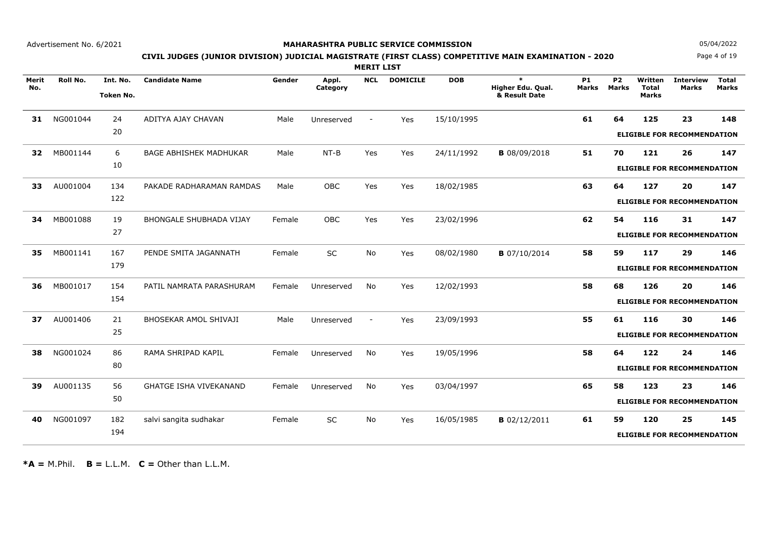Advertisement No. 6/2021

**MAHARASHTRA PUBLIC SERVICE COMMISSION**

05/04/2022

**CIVIL JUDGES (JUNIOR DIVISION) JUDICIAL MAGISTRATE (FIRST CLASS) COMPETITIVE MAIN EXAMINATION - 2020**

**MERIT LIST**

| Merit No. | Roll No. | Int. No. Token No. | Candidate Name | Gender | Appl. Category | NCL | DOMICILE | DOB | * Higher Edu. Qual. & Result Date | P1 Marks | P2 Marks | Written Total Marks | Interview Marks | Total Marks |
|---|---|---|---|---|---|---|---|---|---|---|---|---|---|---|
| **31** | NG001044 | 24<br>20 | ADITYA AJAY CHAVAN | Male | Unreserved | - | Yes | 15/10/1995 | | **61** | **64** | **125** | **23** | **148** |
| | | | | | | | | | | | | **ELIGIBLE FOR RECOMMENDATION** | | |
| **32** | MB001144 | 6<br>10 | BAGE ABHISHEK MADHUKAR | Male | NT-B | Yes | Yes | 24/11/1992 | **B** 08/09/2018 | **51** | **70** | **121** | **26** | **147** |
| | | | | | | | | | | | | **ELIGIBLE FOR RECOMMENDATION** | | |
| **33** | AU001004 | 134<br>122 | PAKADE RADHARAMAN RAMDAS | Male | OBC | Yes | Yes | 18/02/1985 | | **63** | **64** | **127** | **20** | **147** |
| | | | | | | | | | | | | **ELIGIBLE FOR RECOMMENDATION** | | |
| **34** | MB001088 | 19<br>27 | BHONGALE SHUBHADA VIJAY | Female | OBC | Yes | Yes | 23/02/1996 | | **62** | **54** | **116** | **31** | **147** |
| | | | | | | | | | | | | **ELIGIBLE FOR RECOMMENDATION** | | |
| **35** | MB001141 | 167<br>179 | PENDE SMITA JAGANNATH | Female | SC | No | Yes | 08/02/1980 | **B** 07/10/2014 | **58** | **59** | **117** | **29** | **146** |
| | | | | | | | | | | | | **ELIGIBLE FOR RECOMMENDATION** | | |
| **36** | MB001017 | 154<br>154 | PATIL NAMRATA PARASHURAM | Female | Unreserved | No | Yes | 12/02/1993 | | **58** | **68** | **126** | **20** | **146** |
| | | | | | | | | | | | | **ELIGIBLE FOR RECOMMENDATION** | | |
| **37** | AU001406 | 21<br>25 | BHOSEKAR AMOL SHIVAJI | Male | Unreserved | - | Yes | 23/09/1993 | | **55** | **61** | **116** | **30** | **146** |
| | | | | | | | | | | | | **ELIGIBLE FOR RECOMMENDATION** | | |
| **38** | NG001024 | 86<br>80 | RAMA SHRIPAD KAPIL | Female | Unreserved | No | Yes | 19/05/1996 | | **58** | **64** | **122** | **24** | **146** |
| | | | | | | | | | | | | **ELIGIBLE FOR RECOMMENDATION** | | |
| **39** | AU001135 | 56<br>50 | GHATGE ISHA VIVEKANAND | Female | Unreserved | No | Yes | 03/04/1997 | | **65** | **58** | **123** | **23** | **146** |
| | | | | | | | | | | | | **ELIGIBLE FOR RECOMMENDATION** | | |
| **40** | NG001097 | 182<br>194 | salvi sangita sudhakar | Female | SC | No | Yes | 16/05/1985 | **B** 02/12/2011 | **61** | **59** | **120** | **25** | **145** |
| | | | | | | | | | | | | **ELIGIBLE FOR RECOMMENDATION** | | |

***A =** M.Phil. **B =** L.L.M. **C =** Other than L.L.M.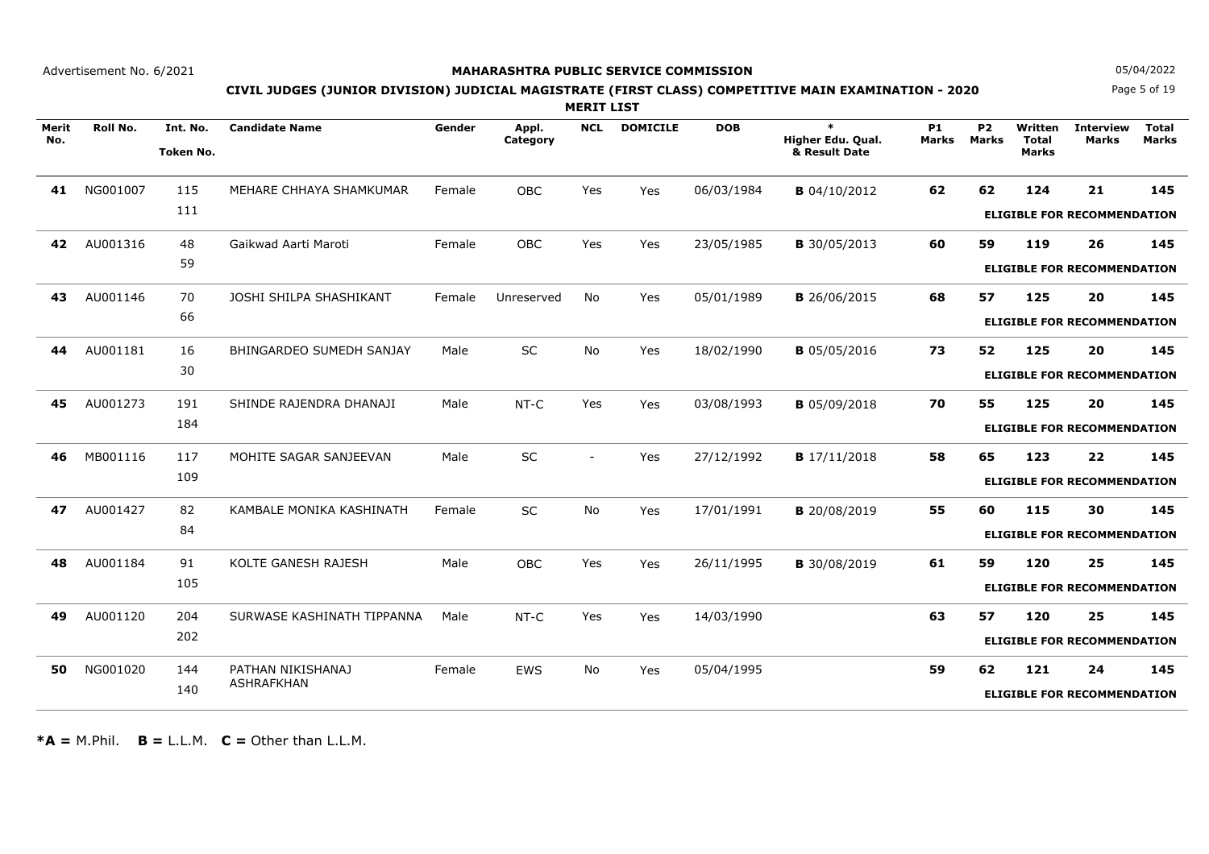Advertisement No. 6/2021

**MAHARASHTRA PUBLIC SERVICE COMMISSION**

05/04/2022

**CIVIL JUDGES (JUNIOR DIVISION) JUDICIAL MAGISTRATE (FIRST CLASS) COMPETITIVE MAIN EXAMINATION - 2020**

**MERIT LIST**

| Merit No. | Roll No. | Int. No. / Token No. | Candidate Name | Gender | Appl. Category | NCL | DOMICILE | DOB | * Higher Edu. Qual. & Result Date | P1 Marks | P2 Marks | Written Total Marks | Interview Marks | Total Marks |
|---|---|---|---|---|---|---|---|---|---|---|---|---|---|---|
| **41** | NG001007 | 115 / 111 | MEHARE CHHAYA SHAMKUMAR | Female | OBC | Yes | Yes | 06/03/1984 | **B** 04/10/2012 | **62** | **62** | **124** | **21** | **145** |
| | | | | | | | | | | | | **ELIGIBLE FOR RECOMMENDATION** | | |
| **42** | AU001316 | 48 / 59 | Gaikwad Aarti Maroti | Female | OBC | Yes | Yes | 23/05/1985 | **B** 30/05/2013 | **60** | **59** | **119** | **26** | **145** |
| | | | | | | | | | | | | **ELIGIBLE FOR RECOMMENDATION** | | |
| **43** | AU001146 | 70 / 66 | JOSHI SHILPA SHASHIKANT | Female | Unreserved | No | Yes | 05/01/1989 | **B** 26/06/2015 | **68** | **57** | **125** | **20** | **145** |
| | | | | | | | | | | | | **ELIGIBLE FOR RECOMMENDATION** | | |
| **44** | AU001181 | 16 / 30 | BHINGARDEO SUMEDH SANJAY | Male | SC | No | Yes | 18/02/1990 | **B** 05/05/2016 | **73** | **52** | **125** | **20** | **145** |
| | | | | | | | | | | | | **ELIGIBLE FOR RECOMMENDATION** | | |
| **45** | AU001273 | 191 / 184 | SHINDE RAJENDRA DHANAJI | Male | NT-C | Yes | Yes | 03/08/1993 | **B** 05/09/2018 | **70** | **55** | **125** | **20** | **145** |
| | | | | | | | | | | | | **ELIGIBLE FOR RECOMMENDATION** | | |
| **46** | MB001116 | 117 / 109 | MOHITE SAGAR SANJEEVAN | Male | SC | - | Yes | 27/12/1992 | **B** 17/11/2018 | **58** | **65** | **123** | **22** | **145** |
| | | | | | | | | | | | | **ELIGIBLE FOR RECOMMENDATION** | | |
| **47** | AU001427 | 82 / 84 | KAMBALE MONIKA KASHINATH | Female | SC | No | Yes | 17/01/1991 | **B** 20/08/2019 | **55** | **60** | **115** | **30** | **145** |
| | | | | | | | | | | | | **ELIGIBLE FOR RECOMMENDATION** | | |
| **48** | AU001184 | 91 / 105 | KOLTE GANESH RAJESH | Male | OBC | Yes | Yes | 26/11/1995 | **B** 30/08/2019 | **61** | **59** | **120** | **25** | **145** |
| | | | | | | | | | | | | **ELIGIBLE FOR RECOMMENDATION** | | |
| **49** | AU001120 | 204 / 202 | SURWASE KASHINATH TIPPANNA | Male | NT-C | Yes | Yes | 14/03/1990 | | **63** | **57** | **120** | **25** | **145** |
| | | | | | | | | | | | | **ELIGIBLE FOR RECOMMENDATION** | | |
| **50** | NG001020 | 144 / 140 | PATHAN NIKISHANAJ ASHRAFKHAN | Female | EWS | No | Yes | 05/04/1995 | | **59** | **62** | **121** | **24** | **145** |
| | | | | | | | | | | | | **ELIGIBLE FOR RECOMMENDATION** | | |

***A =** M.Phil. **B =** L.L.M. **C =** Other than L.L.M.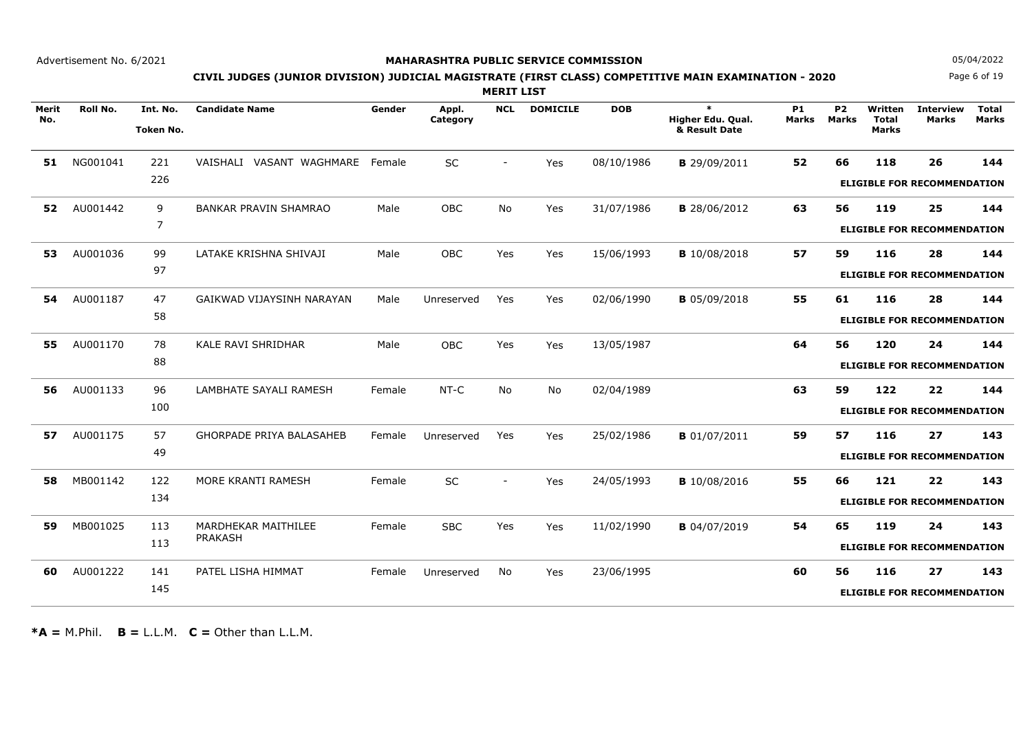Advertisement No. 6/2021

**MAHARASHTRA PUBLIC SERVICE COMMISSION**

05/04/2022

**CIVIL JUDGES (JUNIOR DIVISION) JUDICIAL MAGISTRATE (FIRST CLASS) COMPETITIVE MAIN EXAMINATION - 2020**

**MERIT LIST**

| Merit No. | Roll No. | Int. No. / Token No. | Candidate Name | Gender | Appl. Category | NCL | DOMICILE | DOB | * Higher Edu. Qual. & Result Date | P1 Marks | P2 Marks | Written Total Marks | Interview Marks | Total Marks |
|---|---|---|---|---|---|---|---|---|---|---|---|---|---|---|
| **51** | NG001041 | 221 / 226 | VAISHALI VASANT WAGHMARE | Female | SC | - | Yes | 08/10/1986 | **B** 29/09/2011 | **52** | **66** | **118** | **26** | **144** |
| | | | | | | | | | | | | **ELIGIBLE FOR RECOMMENDATION** | | |
| **52** | AU001442 | 9 / 7 | BANKAR PRAVIN SHAMRAO | Male | OBC | No | Yes | 31/07/1986 | **B** 28/06/2012 | **63** | **56** | **119** | **25** | **144** |
| | | | | | | | | | | | | **ELIGIBLE FOR RECOMMENDATION** | | |
| **53** | AU001036 | 99 / 97 | LATAKE KRISHNA SHIVAJI | Male | OBC | Yes | Yes | 15/06/1993 | **B** 10/08/2018 | **57** | **59** | **116** | **28** | **144** |
| | | | | | | | | | | | | **ELIGIBLE FOR RECOMMENDATION** | | |
| **54** | AU001187 | 47 / 58 | GAIKWAD VIJAYSINH NARAYAN | Male | Unreserved | Yes | Yes | 02/06/1990 | **B** 05/09/2018 | **55** | **61** | **116** | **28** | **144** |
| | | | | | | | | | | | | **ELIGIBLE FOR RECOMMENDATION** | | |
| **55** | AU001170 | 78 / 88 | KALE RAVI SHRIDHAR | Male | OBC | Yes | Yes | 13/05/1987 | | **64** | **56** | **120** | **24** | **144** |
| | | | | | | | | | | | | **ELIGIBLE FOR RECOMMENDATION** | | |
| **56** | AU001133 | 96 / 100 | LAMBHATE SAYALI RAMESH | Female | NT-C | No | No | 02/04/1989 | | **63** | **59** | **122** | **22** | **144** |
| | | | | | | | | | | | | **ELIGIBLE FOR RECOMMENDATION** | | |
| **57** | AU001175 | 57 / 49 | GHORPADE PRIYA BALASAHEB | Female | Unreserved | Yes | Yes | 25/02/1986 | **B** 01/07/2011 | **59** | **57** | **116** | **27** | **143** |
| | | | | | | | | | | | | **ELIGIBLE FOR RECOMMENDATION** | | |
| **58** | MB001142 | 122 / 134 | MORE KRANTI RAMESH | Female | SC | - | Yes | 24/05/1993 | **B** 10/08/2016 | **55** | **66** | **121** | **22** | **143** |
| | | | | | | | | | | | | **ELIGIBLE FOR RECOMMENDATION** | | |
| **59** | MB001025 | 113 / 113 | MARDHEKAR MAITHILEE PRAKASH | Female | SBC | Yes | Yes | 11/02/1990 | **B** 04/07/2019 | **54** | **65** | **119** | **24** | **143** |
| | | | | | | | | | | | | **ELIGIBLE FOR RECOMMENDATION** | | |
| **60** | AU001222 | 141 / 145 | PATEL LISHA HIMMAT | Female | Unreserved | No | Yes | 23/06/1995 | | **60** | **56** | **116** | **27** | **143** |
| | | | | | | | | | | | | **ELIGIBLE FOR RECOMMENDATION** | | |

***A =** M.Phil. **B =** L.L.M. **C =** Other than L.L.M.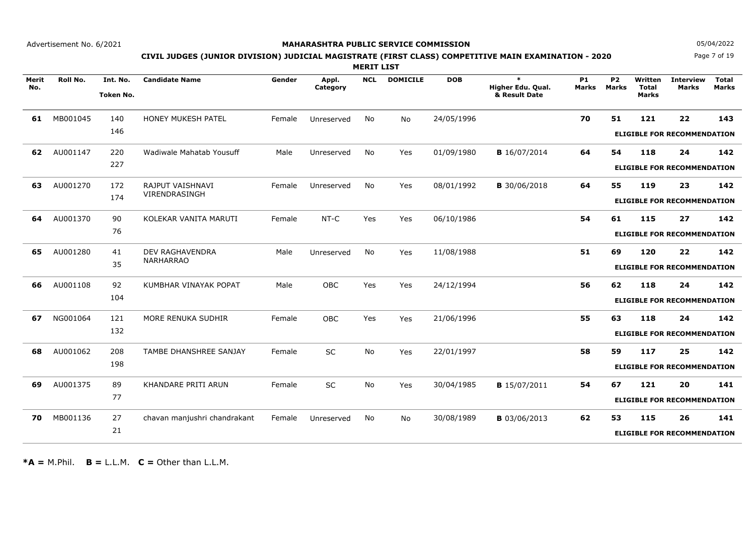Advertisement No. 6/2021

**MAHARASHTRA PUBLIC SERVICE COMMISSION**

05/04/2022

**CIVIL JUDGES (JUNIOR DIVISION) JUDICIAL MAGISTRATE (FIRST CLASS) COMPETITIVE MAIN EXAMINATION - 2020**

**MERIT LIST**

| Merit No. | Roll No. | Int. No. / Token No. | Candidate Name | Gender | Appl. Category | NCL | DOMICILE | DOB | * Higher Edu. Qual. & Result Date | P1 Marks | P2 Marks | Written Total Marks | Interview Marks | Total Marks |
|---|---|---|---|---|---|---|---|---|---|---|---|---|---|---|
| **61** | MB001045 | 140 / 146 | HONEY MUKESH PATEL | Female | Unreserved | No | No | 24/05/1996 | | **70** | **51** | **121** | **22** | **143** |
| | | | | | | | | | | | | **ELIGIBLE FOR RECOMMENDATION** | | |
| **62** | AU001147 | 220 / 227 | Wadiwale Mahatab Yousuff | Male | Unreserved | No | Yes | 01/09/1980 | **B** 16/07/2014 | **64** | **54** | **118** | **24** | **142** |
| | | | | | | | | | | | | **ELIGIBLE FOR RECOMMENDATION** | | |
| **63** | AU001270 | 172 / 174 | RAJPUT VAISHNAVI VIRENDRASINGH | Female | Unreserved | No | Yes | 08/01/1992 | **B** 30/06/2018 | **64** | **55** | **119** | **23** | **142** |
| | | | | | | | | | | | | **ELIGIBLE FOR RECOMMENDATION** | | |
| **64** | AU001370 | 90 / 76 | KOLEKAR VANITA MARUTI | Female | NT-C | Yes | Yes | 06/10/1986 | | **54** | **61** | **115** | **27** | **142** |
| | | | | | | | | | | | | **ELIGIBLE FOR RECOMMENDATION** | | |
| **65** | AU001280 | 41 / 35 | DEV RAGHAVENDRA NARHARRAO | Male | Unreserved | No | Yes | 11/08/1988 | | **51** | **69** | **120** | **22** | **142** |
| | | | | | | | | | | | | **ELIGIBLE FOR RECOMMENDATION** | | |
| **66** | AU001108 | 92 / 104 | KUMBHAR VINAYAK POPAT | Male | OBC | Yes | Yes | 24/12/1994 | | **56** | **62** | **118** | **24** | **142** |
| | | | | | | | | | | | | **ELIGIBLE FOR RECOMMENDATION** | | |
| **67** | NG001064 | 121 / 132 | MORE RENUKA SUDHIR | Female | OBC | Yes | Yes | 21/06/1996 | | **55** | **63** | **118** | **24** | **142** |
| | | | | | | | | | | | | **ELIGIBLE FOR RECOMMENDATION** | | |
| **68** | AU001062 | 208 / 198 | TAMBE DHANSHREE SANJAY | Female | SC | No | Yes | 22/01/1997 | | **58** | **59** | **117** | **25** | **142** |
| | | | | | | | | | | | | **ELIGIBLE FOR RECOMMENDATION** | | |
| **69** | AU001375 | 89 / 77 | KHANDARE PRITI ARUN | Female | SC | No | Yes | 30/04/1985 | **B** 15/07/2011 | **54** | **67** | **121** | **20** | **141** |
| | | | | | | | | | | | | **ELIGIBLE FOR RECOMMENDATION** | | |
| **70** | MB001136 | 27 / 21 | chavan manjushri chandrakant | Female | Unreserved | No | No | 30/08/1989 | **B** 03/06/2013 | **62** | **53** | **115** | **26** | **141** |
| | | | | | | | | | | | | **ELIGIBLE FOR RECOMMENDATION** | | |

***A =** M.Phil. **B =** L.L.M. **C =** Other than L.L.M.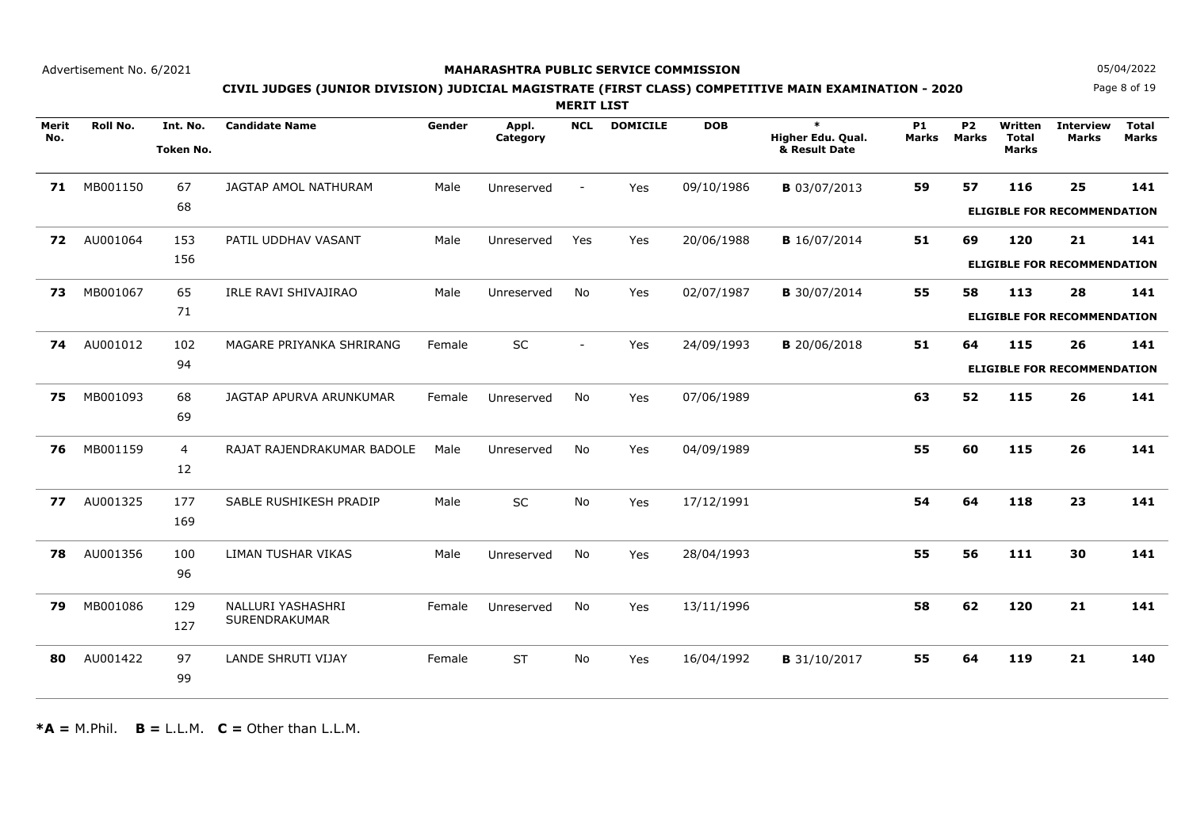Advertisement No. 6/2021

**MAHARASHTRA PUBLIC SERVICE COMMISSION**

05/04/2022

**CIVIL JUDGES (JUNIOR DIVISION) JUDICIAL MAGISTRATE (FIRST CLASS) COMPETITIVE MAIN EXAMINATION - 2020**

**MERIT LIST**

| Merit No. | Roll No. | Int. No. / Token No. | Candidate Name | Gender | Appl. Category | NCL | DOMICILE | DOB | * Higher Edu. Qual. & Result Date | P1 Marks | P2 Marks | Written Total Marks | Interview Marks | Total Marks |
|---|---|---|---|---|---|---|---|---|---|---|---|---|---|---|
| **71** | MB001150 | 67 / 68 | JAGTAP AMOL NATHURAM | Male | Unreserved | - | Yes | 09/10/1986 | **B** 03/07/2013 | **59** | **57** | **116** | **25** | **141** |
| | | | | | | | | | | | | **ELIGIBLE FOR RECOMMENDATION** | | |
| **72** | AU001064 | 153 / 156 | PATIL UDDHAV VASANT | Male | Unreserved | Yes | Yes | 20/06/1988 | **B** 16/07/2014 | **51** | **69** | **120** | **21** | **141** |
| | | | | | | | | | | | | **ELIGIBLE FOR RECOMMENDATION** | | |
| **73** | MB001067 | 65 / 71 | IRLE RAVI SHIVAJIRAO | Male | Unreserved | No | Yes | 02/07/1987 | **B** 30/07/2014 | **55** | **58** | **113** | **28** | **141** |
| | | | | | | | | | | | | **ELIGIBLE FOR RECOMMENDATION** | | |
| **74** | AU001012 | 102 / 94 | MAGARE PRIYANKA SHRIRANG | Female | SC | - | Yes | 24/09/1993 | **B** 20/06/2018 | **51** | **64** | **115** | **26** | **141** |
| | | | | | | | | | | | | **ELIGIBLE FOR RECOMMENDATION** | | |
| **75** | MB001093 | 68 / 69 | JAGTAP APURVA ARUNKUMAR | Female | Unreserved | No | Yes | 07/06/1989 | | **63** | **52** | **115** | **26** | **141** |
| **76** | MB001159 | 4 / 12 | RAJAT RAJENDRAKUMAR BADOLE | Male | Unreserved | No | Yes | 04/09/1989 | | **55** | **60** | **115** | **26** | **141** |
| **77** | AU001325 | 177 / 169 | SABLE RUSHIKESH PRADIP | Male | SC | No | Yes | 17/12/1991 | | **54** | **64** | **118** | **23** | **141** |
| **78** | AU001356 | 100 / 96 | LIMAN TUSHAR VIKAS | Male | Unreserved | No | Yes | 28/04/1993 | | **55** | **56** | **111** | **30** | **141** |
| **79** | MB001086 | 129 / 127 | NALLURI YASHASHRI SURENDRAKUMAR | Female | Unreserved | No | Yes | 13/11/1996 | | **58** | **62** | **120** | **21** | **141** |
| **80** | AU001422 | 97 / 99 | LANDE SHRUTI VIJAY | Female | ST | No | Yes | 16/04/1992 | **B** 31/10/2017 | **55** | **64** | **119** | **21** | **140** |

***A =** M.Phil. **B =** L.L.M. **C =** Other than L.L.M.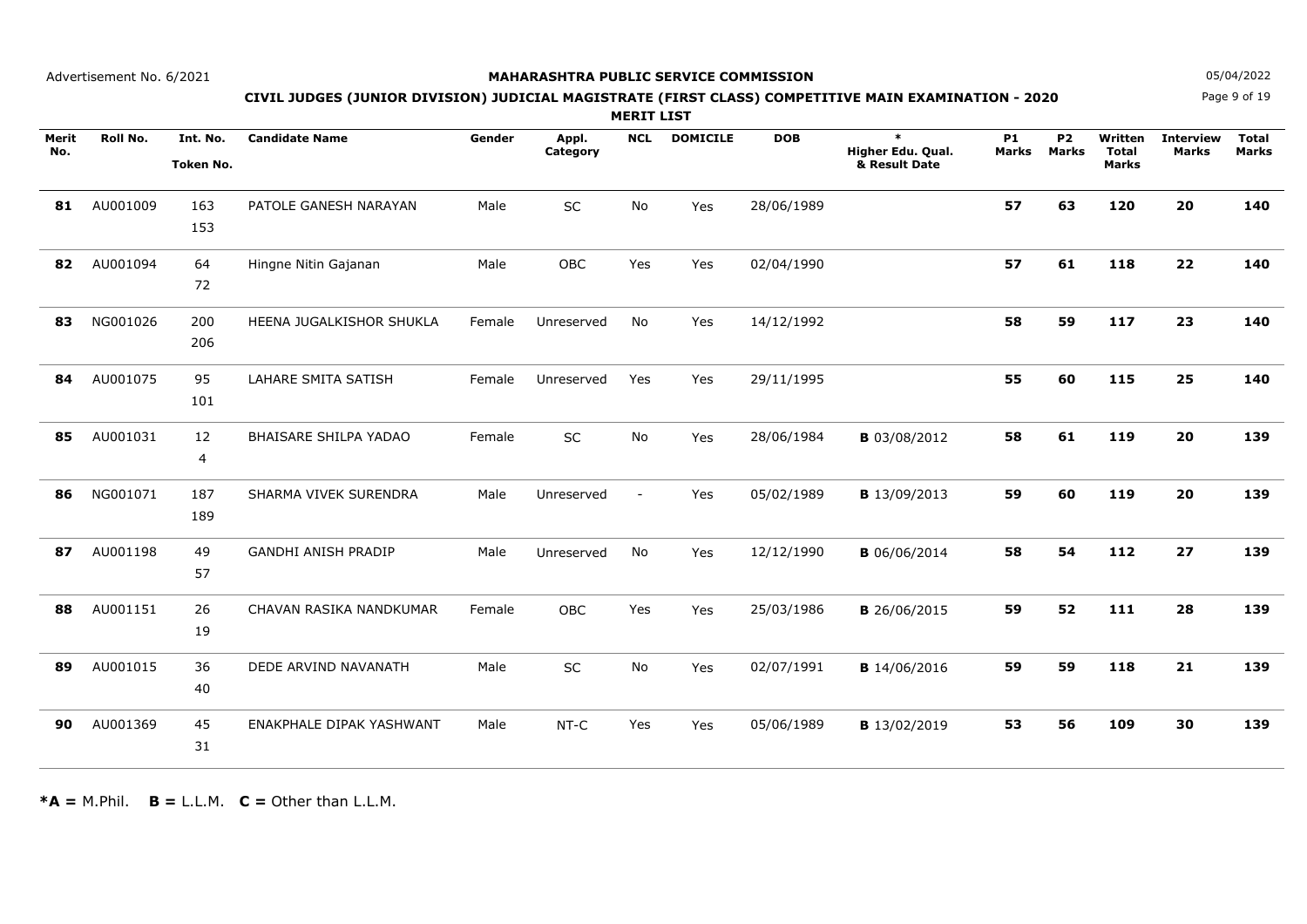Advertisement No. 6/2021

# MAHARASHTRA PUBLIC SERVICE COMMISSION

05/04/2022

## CIVIL JUDGES (JUNIOR DIVISION) JUDICIAL MAGISTRATE (FIRST CLASS) COMPETITIVE MAIN EXAMINATION - 2020

### MERIT LIST

| Merit No. | Roll No. | Int. No. Token No. | Candidate Name | Gender | Appl. Category | NCL | DOMICILE | DOB | * Higher Edu. Qual. & Result Date | P1 Marks | P2 Marks | Written Total Marks | Interview Marks | Total Marks |
|---|---|---|---|---|---|---|---|---|---|---|---|---|---|---|
| **81** | AU001009 | 163 153 | PATOLE GANESH NARAYAN | Male | SC | No | Yes | 28/06/1989 | | **57** | **63** | **120** | **20** | **140** |
| **82** | AU001094 | 64 72 | Hingne Nitin Gajanan | Male | OBC | Yes | Yes | 02/04/1990 | | **57** | **61** | **118** | **22** | **140** |
| **83** | NG001026 | 200 206 | HEENA JUGALKISHOR SHUKLA | Female | Unreserved | No | Yes | 14/12/1992 | | **58** | **59** | **117** | **23** | **140** |
| **84** | AU001075 | 95 101 | LAHARE SMITA SATISH | Female | Unreserved | Yes | Yes | 29/11/1995 | | **55** | **60** | **115** | **25** | **140** |
| **85** | AU001031 | 12 4 | BHAISARE SHILPA YADAO | Female | SC | No | Yes | 28/06/1984 | **B** 03/08/2012 | **58** | **61** | **119** | **20** | **139** |
| **86** | NG001071 | 187 189 | SHARMA VIVEK SURENDRA | Male | Unreserved | - | Yes | 05/02/1989 | **B** 13/09/2013 | **59** | **60** | **119** | **20** | **139** |
| **87** | AU001198 | 49 57 | GANDHI ANISH PRADIP | Male | Unreserved | No | Yes | 12/12/1990 | **B** 06/06/2014 | **58** | **54** | **112** | **27** | **139** |
| **88** | AU001151 | 26 19 | CHAVAN RASIKA NANDKUMAR | Female | OBC | Yes | Yes | 25/03/1986 | **B** 26/06/2015 | **59** | **52** | **111** | **28** | **139** |
| **89** | AU001015 | 36 40 | DEDE ARVIND NAVANATH | Male | SC | No | Yes | 02/07/1991 | **B** 14/06/2016 | **59** | **59** | **118** | **21** | **139** |
| **90** | AU001369 | 45 31 | ENAKPHALE DIPAK YASHWANT | Male | NT-C | Yes | Yes | 05/06/1989 | **B** 13/02/2019 | **53** | **56** | **109** | **30** | **139** |

***A =** M.Phil. **B =** L.L.M. **C =** Other than L.L.M.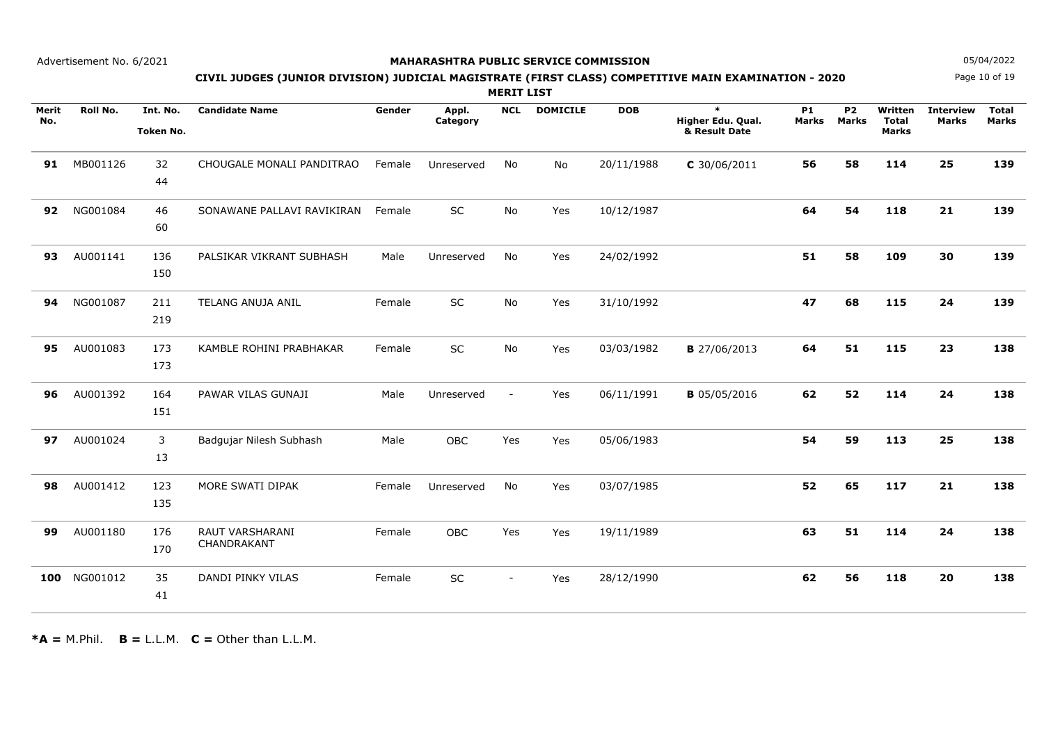Advertisement No. 6/2021

# MAHARASHTRA PUBLIC SERVICE COMMISSION

05/04/2022

## CIVIL JUDGES (JUNIOR DIVISION) JUDICIAL MAGISTRATE (FIRST CLASS) COMPETITIVE MAIN EXAMINATION - 2020

### MERIT LIST

| Merit No. | Roll No. | Int. No. Token No. | Candidate Name | Gender | Appl. Category | NCL | DOMICILE | DOB | * Higher Edu. Qual. & Result Date | P1 Marks | P2 Marks | Written Total Marks | Interview Marks | Total Marks |
|---|---|---|---|---|---|---|---|---|---|---|---|---|---|---|
| **91** | MB001126 | 32 44 | CHOUGALE MONALI PANDITRAO | Female | Unreserved | No | No | 20/11/1988 | **C** 30/06/2011 | **56** | **58** | **114** | **25** | **139** |
| **92** | NG001084 | 46 60 | SONAWANE PALLAVI RAVIKIRAN | Female | SC | No | Yes | 10/12/1987 | | **64** | **54** | **118** | **21** | **139** |
| **93** | AU001141 | 136 150 | PALSIKAR VIKRANT SUBHASH | Male | Unreserved | No | Yes | 24/02/1992 | | **51** | **58** | **109** | **30** | **139** |
| **94** | NG001087 | 211 219 | TELANG ANUJA ANIL | Female | SC | No | Yes | 31/10/1992 | | **47** | **68** | **115** | **24** | **139** |
| **95** | AU001083 | 173 173 | KAMBLE ROHINI PRABHAKAR | Female | SC | No | Yes | 03/03/1982 | **B** 27/06/2013 | **64** | **51** | **115** | **23** | **138** |
| **96** | AU001392 | 164 151 | PAWAR VILAS GUNAJI | Male | Unreserved | - | Yes | 06/11/1991 | **B** 05/05/2016 | **62** | **52** | **114** | **24** | **138** |
| **97** | AU001024 | 3 13 | Badgujar Nilesh Subhash | Male | OBC | Yes | Yes | 05/06/1983 | | **54** | **59** | **113** | **25** | **138** |
| **98** | AU001412 | 123 135 | MORE SWATI DIPAK | Female | Unreserved | No | Yes | 03/07/1985 | | **52** | **65** | **117** | **21** | **138** |
| **99** | AU001180 | 176 170 | RAUT VARSHARANI CHANDRAKANT | Female | OBC | Yes | Yes | 19/11/1989 | | **63** | **51** | **114** | **24** | **138** |
| **100** | NG001012 | 35 41 | DANDI PINKY VILAS | Female | SC | - | Yes | 28/12/1990 | | **62** | **56** | **118** | **20** | **138** |

***A =** M.Phil. **B =** L.L.M. **C =** Other than L.L.M.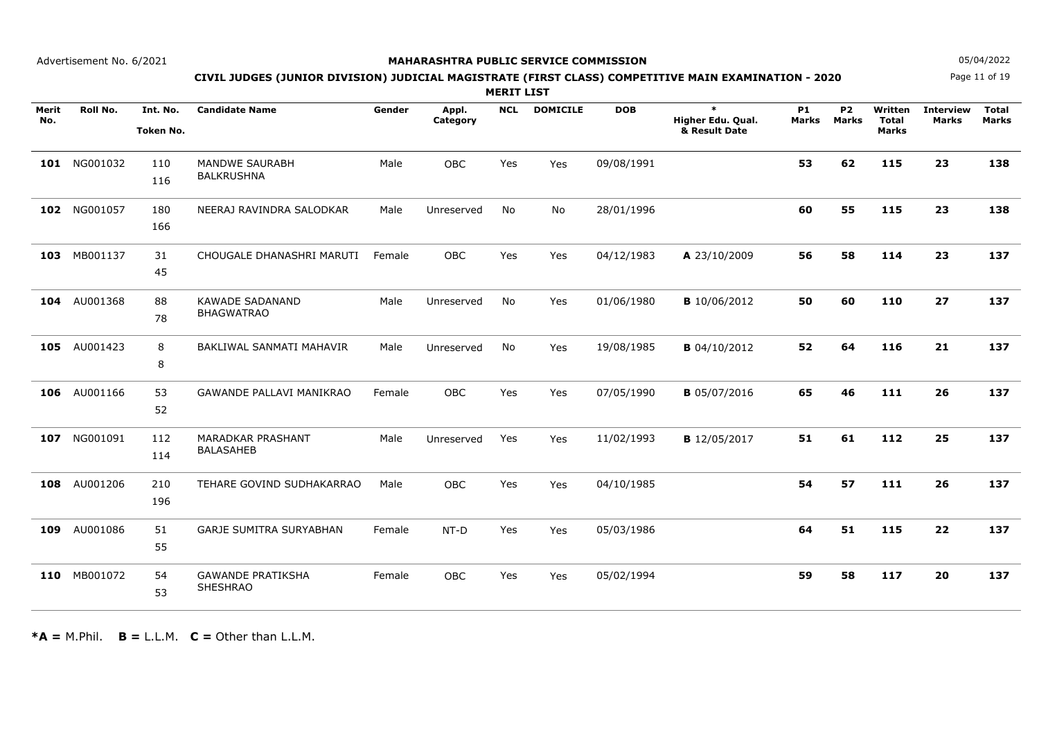**MAHARASHTRA PUBLIC SERVICE COMMISSION**

**CIVIL JUDGES (JUNIOR DIVISION) JUDICIAL MAGISTRATE (FIRST CLASS) COMPETITIVE MAIN EXAMINATION - 2020**

**MERIT LIST**

Advertisement No. 6/2021

05/04/2022

| Merit No. | Roll No. | Int. No. Token No. | Candidate Name | Gender | Appl. Category | NCL | DOMICILE | DOB | * Higher Edu. Qual. & Result Date | P1 Marks | P2 Marks | Written Total Marks | Interview Marks | Total Marks |
|---|---|---|---|---|---|---|---|---|---|---|---|---|---|---|
| **101** | NG001032 | 110 116 | MANDWE SAURABH BALKRUSHNA | Male | OBC | Yes | Yes | 09/08/1991 | | **53** | **62** | **115** | **23** | **138** |
| **102** | NG001057 | 180 166 | NEERAJ RAVINDRA SALODKAR | Male | Unreserved | No | No | 28/01/1996 | | **60** | **55** | **115** | **23** | **138** |
| **103** | MB001137 | 31 45 | CHOUGALE DHANASHRI MARUTI | Female | OBC | Yes | Yes | 04/12/1983 | **A** 23/10/2009 | **56** | **58** | **114** | **23** | **137** |
| **104** | AU001368 | 88 78 | KAWADE SADANAND BHAGWATRAO | Male | Unreserved | No | Yes | 01/06/1980 | **B** 10/06/2012 | **50** | **60** | **110** | **27** | **137** |
| **105** | AU001423 | 8 8 | BAKLIWAL SANMATI MAHAVIR | Male | Unreserved | No | Yes | 19/08/1985 | **B** 04/10/2012 | **52** | **64** | **116** | **21** | **137** |
| **106** | AU001166 | 53 52 | GAWANDE PALLAVI MANIKRAO | Female | OBC | Yes | Yes | 07/05/1990 | **B** 05/07/2016 | **65** | **46** | **111** | **26** | **137** |
| **107** | NG001091 | 112 114 | MARADKAR PRASHANT BALASAHEB | Male | Unreserved | Yes | Yes | 11/02/1993 | **B** 12/05/2017 | **51** | **61** | **112** | **25** | **137** |
| **108** | AU001206 | 210 196 | TEHARE GOVIND SUDHAKARRAO | Male | OBC | Yes | Yes | 04/10/1985 | | **54** | **57** | **111** | **26** | **137** |
| **109** | AU001086 | 51 55 | GARJE SUMITRA SURYABHAN | Female | NT-D | Yes | Yes | 05/03/1986 | | **64** | **51** | **115** | **22** | **137** |
| **110** | MB001072 | 54 53 | GAWANDE PRATIKSHA SHESHRAO | Female | OBC | Yes | Yes | 05/02/1994 | | **59** | **58** | **117** | **20** | **137** |

***A =** M.Phil. **B =** L.L.M. **C =** Other than L.L.M.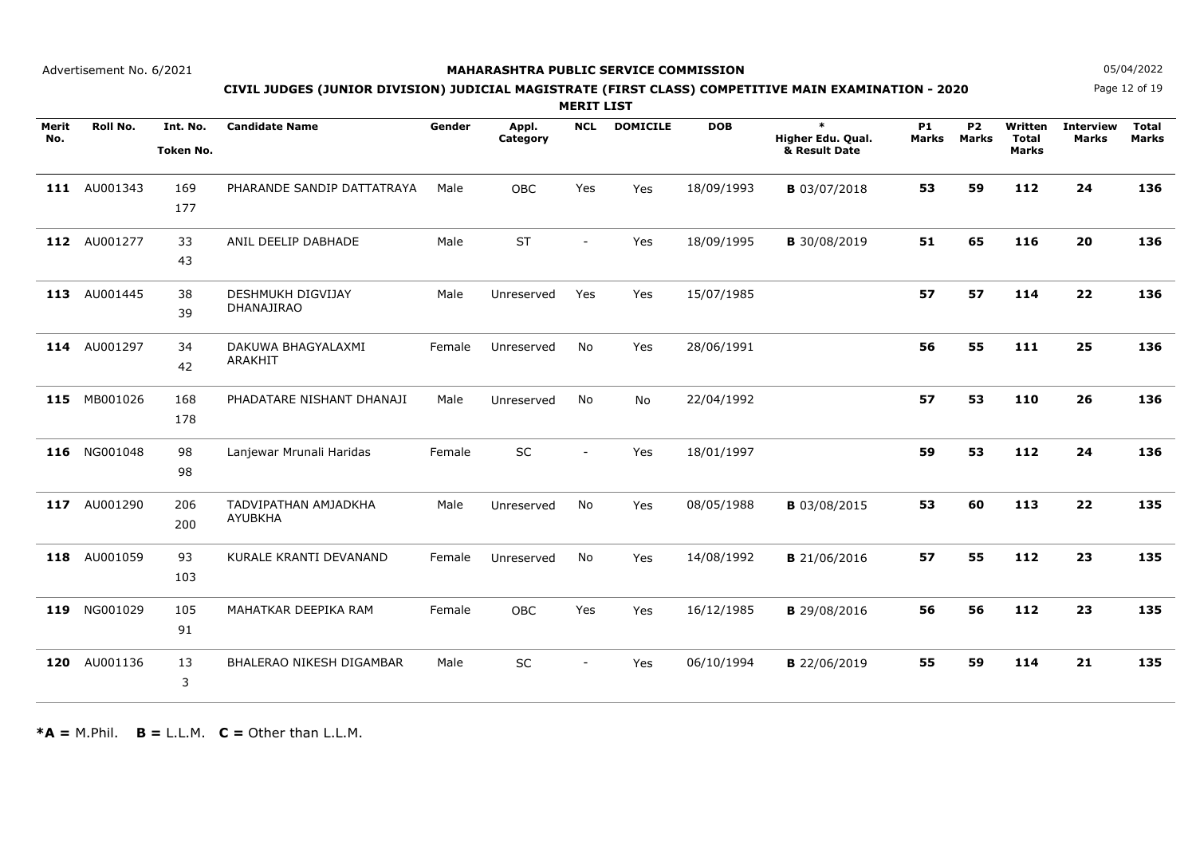Advertisement No. 6/2021

**MAHARASHTRA PUBLIC SERVICE COMMISSION**

05/04/2022

**CIVIL JUDGES (JUNIOR DIVISION) JUDICIAL MAGISTRATE (FIRST CLASS) COMPETITIVE MAIN EXAMINATION - 2020**

**MERIT LIST**

| Merit No. | Roll No. | Int. No. Token No. | Candidate Name | Gender | Appl. Category | NCL | DOMICILE | DOB | * Higher Edu. Qual. & Result Date | P1 Marks | P2 Marks | Written Total Marks | Interview Marks | Total Marks |
|---|---|---|---|---|---|---|---|---|---|---|---|---|---|---|
| **111** | AU001343 | 169 177 | PHARANDE SANDIP DATTATRAYA | Male | OBC | Yes | Yes | 18/09/1993 | **B** 03/07/2018 | **53** | **59** | **112** | **24** | **136** |
| **112** | AU001277 | 33 43 | ANIL DEELIP DABHADE | Male | ST | - | Yes | 18/09/1995 | **B** 30/08/2019 | **51** | **65** | **116** | **20** | **136** |
| **113** | AU001445 | 38 39 | DESHMUKH DIGVIJAY DHANAJIRAO | Male | Unreserved | Yes | Yes | 15/07/1985 | | **57** | **57** | **114** | **22** | **136** |
| **114** | AU001297 | 34 42 | DAKUWA BHAGYALAXMI ARAKHIT | Female | Unreserved | No | Yes | 28/06/1991 | | **56** | **55** | **111** | **25** | **136** |
| **115** | MB001026 | 168 178 | PHADATARE NISHANT DHANAJI | Male | Unreserved | No | No | 22/04/1992 | | **57** | **53** | **110** | **26** | **136** |
| **116** | NG001048 | 98 98 | Lanjewar Mrunali Haridas | Female | SC | - | Yes | 18/01/1997 | | **59** | **53** | **112** | **24** | **136** |
| **117** | AU001290 | 206 200 | TADVIPATHAN AMJADKHA AYUBKHA | Male | Unreserved | No | Yes | 08/05/1988 | **B** 03/08/2015 | **53** | **60** | **113** | **22** | **135** |
| **118** | AU001059 | 93 103 | KURALE KRANTI DEVANAND | Female | Unreserved | No | Yes | 14/08/1992 | **B** 21/06/2016 | **57** | **55** | **112** | **23** | **135** |
| **119** | NG001029 | 105 91 | MAHATKAR DEEPIKA RAM | Female | OBC | Yes | Yes | 16/12/1985 | **B** 29/08/2016 | **56** | **56** | **112** | **23** | **135** |
| **120** | AU001136 | 13 3 | BHALERAO NIKESH DIGAMBAR | Male | SC | - | Yes | 06/10/1994 | **B** 22/06/2019 | **55** | **59** | **114** | **21** | **135** |

***A =** M.Phil. **B =** L.L.M. **C =** Other than L.L.M.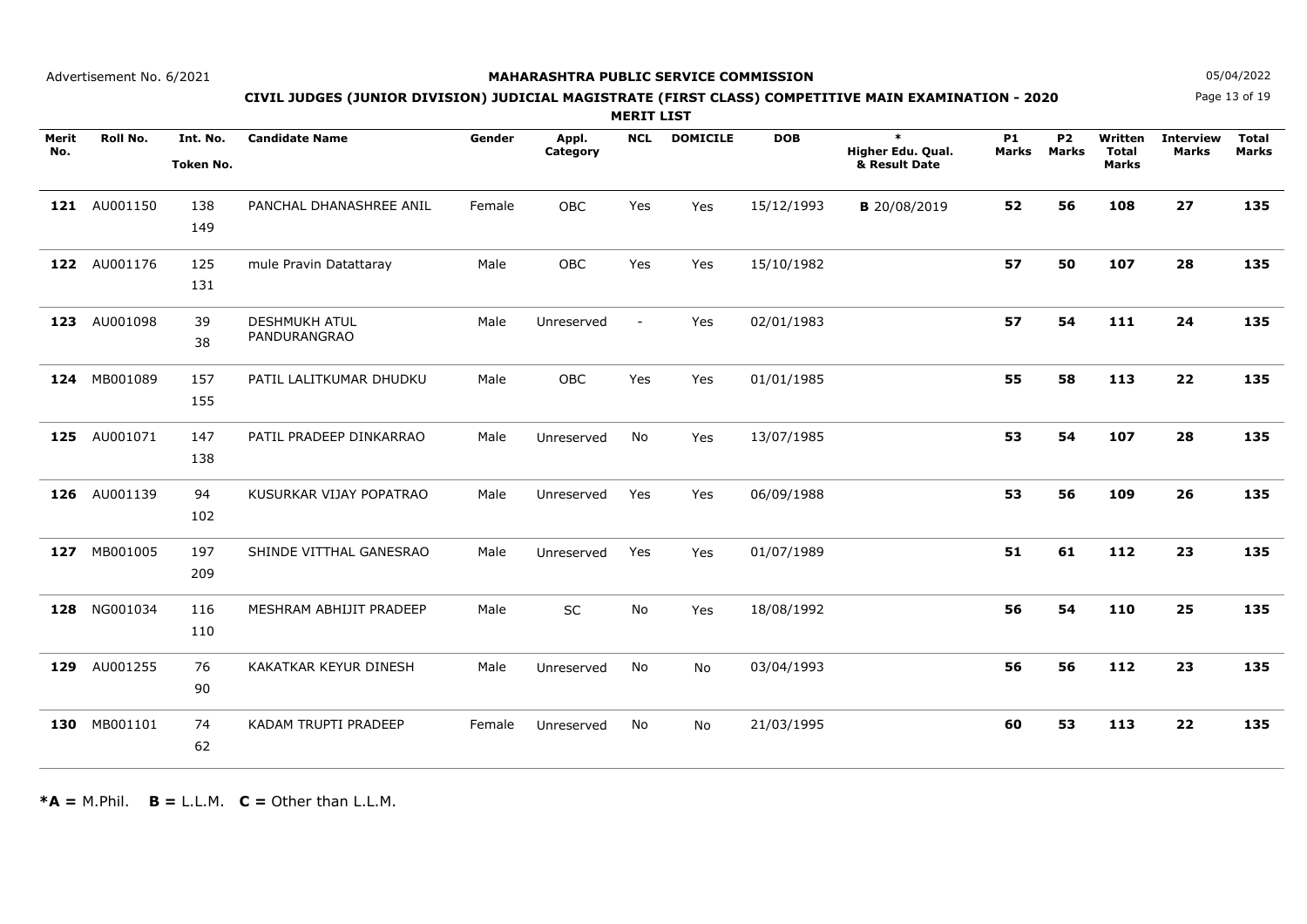Advertisement No. 6/2021

**MAHARASHTRA PUBLIC SERVICE COMMISSION**

05/04/2022

**CIVIL JUDGES (JUNIOR DIVISION) JUDICIAL MAGISTRATE (FIRST CLASS) COMPETITIVE MAIN EXAMINATION - 2020**

**MERIT LIST**

| Merit No. | Roll No. | Int. No. Token No. | Candidate Name | Gender | Appl. Category | NCL | DOMICILE | DOB | * Higher Edu. Qual. & Result Date | P1 Marks | P2 Marks | Written Total Marks | Interview Marks | Total Marks |
|---|---|---|---|---|---|---|---|---|---|---|---|---|---|---|
| **121** | AU001150 | 138 149 | PANCHAL DHANASHREE ANIL | Female | OBC | Yes | Yes | 15/12/1993 | **B** 20/08/2019 | **52** | **56** | **108** | **27** | **135** |
| **122** | AU001176 | 125 131 | mule Pravin Datattaray | Male | OBC | Yes | Yes | 15/10/1982 | | **57** | **50** | **107** | **28** | **135** |
| **123** | AU001098 | 39 38 | DESHMUKH ATUL PANDURANGRAO | Male | Unreserved | - | Yes | 02/01/1983 | | **57** | **54** | **111** | **24** | **135** |
| **124** | MB001089 | 157 155 | PATIL LALITKUMAR DHUDKU | Male | OBC | Yes | Yes | 01/01/1985 | | **55** | **58** | **113** | **22** | **135** |
| **125** | AU001071 | 147 138 | PATIL PRADEEP DINKARRAO | Male | Unreserved | No | Yes | 13/07/1985 | | **53** | **54** | **107** | **28** | **135** |
| **126** | AU001139 | 94 102 | KUSURKAR VIJAY POPATRAO | Male | Unreserved | Yes | Yes | 06/09/1988 | | **53** | **56** | **109** | **26** | **135** |
| **127** | MB001005 | 197 209 | SHINDE VITTHAL GANESRAO | Male | Unreserved | Yes | Yes | 01/07/1989 | | **51** | **61** | **112** | **23** | **135** |
| **128** | NG001034 | 116 110 | MESHRAM ABHIJIT PRADEEP | Male | SC | No | Yes | 18/08/1992 | | **56** | **54** | **110** | **25** | **135** |
| **129** | AU001255 | 76 90 | KAKATKAR KEYUR DINESH | Male | Unreserved | No | No | 03/04/1993 | | **56** | **56** | **112** | **23** | **135** |
| **130** | MB001101 | 74 62 | KADAM TRUPTI PRADEEP | Female | Unreserved | No | No | 21/03/1995 | | **60** | **53** | **113** | **22** | **135** |

**\*A =** M.Phil. **B =** L.L.M. **C =** Other than L.L.M.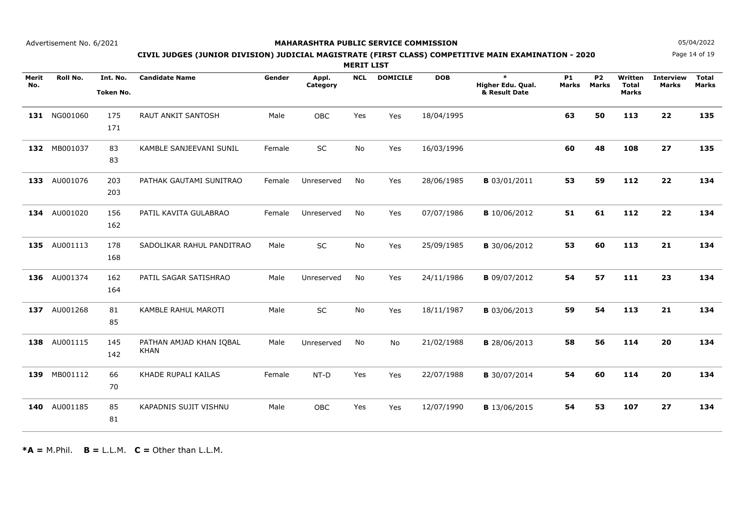Advertisement No. 6/2021

**MAHARASHTRA PUBLIC SERVICE COMMISSION**

05/04/2022

**CIVIL JUDGES (JUNIOR DIVISION) JUDICIAL MAGISTRATE (FIRST CLASS) COMPETITIVE MAIN EXAMINATION - 2020**

**MERIT LIST**

| Merit No. | Roll No. | Int. No. Token No. | Candidate Name | Gender | Appl. Category | NCL | DOMICILE | DOB | * Higher Edu. Qual. & Result Date | P1 Marks | P2 Marks | Written Total Marks | Interview Marks | Total Marks |
|---|---|---|---|---|---|---|---|---|---|---|---|---|---|---|
| **131** | NG001060 | 175 171 | RAUT ANKIT SANTOSH | Male | OBC | Yes | Yes | 18/04/1995 | | **63** | **50** | **113** | **22** | **135** |
| **132** | MB001037 | 83 83 | KAMBLE SANJEEVANI SUNIL | Female | SC | No | Yes | 16/03/1996 | | **60** | **48** | **108** | **27** | **135** |
| **133** | AU001076 | 203 203 | PATHAK GAUTAMI SUNITRAO | Female | Unreserved | No | Yes | 28/06/1985 | **B** 03/01/2011 | **53** | **59** | **112** | **22** | **134** |
| **134** | AU001020 | 156 162 | PATIL KAVITA GULABRAO | Female | Unreserved | No | Yes | 07/07/1986 | **B** 10/06/2012 | **51** | **61** | **112** | **22** | **134** |
| **135** | AU001113 | 178 168 | SADOLIKAR RAHUL PANDITRAO | Male | SC | No | Yes | 25/09/1985 | **B** 30/06/2012 | **53** | **60** | **113** | **21** | **134** |
| **136** | AU001374 | 162 164 | PATIL SAGAR SATISHRAO | Male | Unreserved | No | Yes | 24/11/1986 | **B** 09/07/2012 | **54** | **57** | **111** | **23** | **134** |
| **137** | AU001268 | 81 85 | KAMBLE RAHUL MAROTI | Male | SC | No | Yes | 18/11/1987 | **B** 03/06/2013 | **59** | **54** | **113** | **21** | **134** |
| **138** | AU001115 | 145 142 | PATHAN AMJAD KHAN IQBAL KHAN | Male | Unreserved | No | No | 21/02/1988 | **B** 28/06/2013 | **58** | **56** | **114** | **20** | **134** |
| **139** | MB001112 | 66 70 | KHADE RUPALI KAILAS | Female | NT-D | Yes | Yes | 22/07/1988 | **B** 30/07/2014 | **54** | **60** | **114** | **20** | **134** |
| **140** | AU001185 | 85 81 | KAPADNIS SUJIT VISHNU | Male | OBC | Yes | Yes | 12/07/1990 | **B** 13/06/2015 | **54** | **53** | **107** | **27** | **134** |

***A =** M.Phil. **B =** L.L.M. **C =** Other than L.L.M.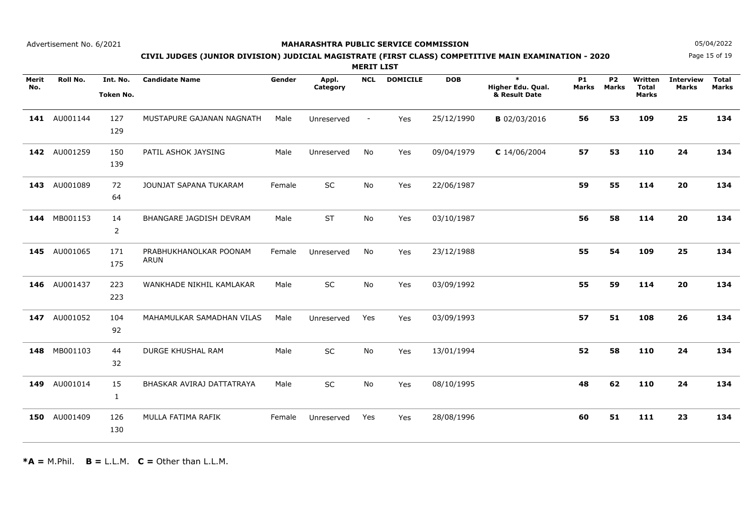Advertisement No. 6/2021

**MAHARASHTRA PUBLIC SERVICE COMMISSION**

05/04/2022

**CIVIL JUDGES (JUNIOR DIVISION) JUDICIAL MAGISTRATE (FIRST CLASS) COMPETITIVE MAIN EXAMINATION - 2020**

**MERIT LIST**

| Merit No. | Roll No. | Int. No. Token No. | Candidate Name | Gender | Appl. Category | NCL | DOMICILE | DOB | * Higher Edu. Qual. & Result Date | P1 Marks | P2 Marks | Written Total Marks | Interview Marks | Total Marks |
|---|---|---|---|---|---|---|---|---|---|---|---|---|---|---|
| **141** | AU001144 | 127 129 | MUSTAPURE GAJANAN NAGNATH | Male | Unreserved | - | Yes | 25/12/1990 | **B** 02/03/2016 | **56** | **53** | **109** | **25** | **134** |
| **142** | AU001259 | 150 139 | PATIL ASHOK JAYSING | Male | Unreserved | No | Yes | 09/04/1979 | **C** 14/06/2004 | **57** | **53** | **110** | **24** | **134** |
| **143** | AU001089 | 72 64 | JOUNJAT SAPANA TUKARAM | Female | SC | No | Yes | 22/06/1987 | | **59** | **55** | **114** | **20** | **134** |
| **144** | MB001153 | 14 2 | BHANGARE JAGDISH DEVRAM | Male | ST | No | Yes | 03/10/1987 | | **56** | **58** | **114** | **20** | **134** |
| **145** | AU001065 | 171 175 | PRABHUKHANOLKAR POONAM ARUN | Female | Unreserved | No | Yes | 23/12/1988 | | **55** | **54** | **109** | **25** | **134** |
| **146** | AU001437 | 223 223 | WANKHADE NIKHIL KAMLAKAR | Male | SC | No | Yes | 03/09/1992 | | **55** | **59** | **114** | **20** | **134** |
| **147** | AU001052 | 104 92 | MAHAMULKAR SAMADHAN VILAS | Male | Unreserved | Yes | Yes | 03/09/1993 | | **57** | **51** | **108** | **26** | **134** |
| **148** | MB001103 | 44 32 | DURGE KHUSHAL RAM | Male | SC | No | Yes | 13/01/1994 | | **52** | **58** | **110** | **24** | **134** |
| **149** | AU001014 | 15 1 | BHASKAR AVIRAJ DATTATRAYA | Male | SC | No | Yes | 08/10/1995 | | **48** | **62** | **110** | **24** | **134** |
| **150** | AU001409 | 126 130 | MULLA FATIMA RAFIK | Female | Unreserved | Yes | Yes | 28/08/1996 | | **60** | **51** | **111** | **23** | **134** |

***A =** M.Phil. **B =** L.L.M. **C =** Other than L.L.M.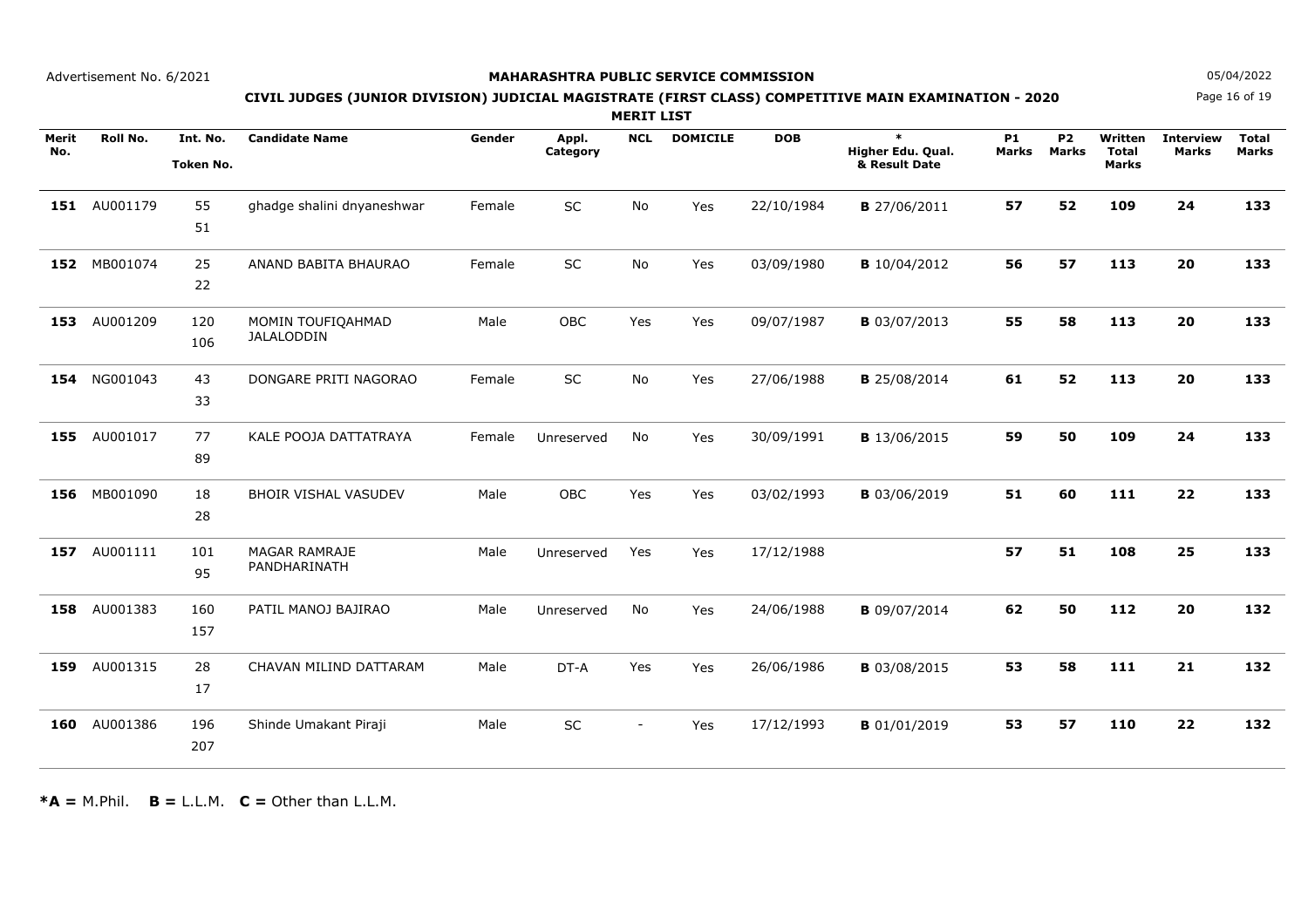Advertisement No. 6/2021

**MAHARASHTRA PUBLIC SERVICE COMMISSION**

05/04/2022

**CIVIL JUDGES (JUNIOR DIVISION) JUDICIAL MAGISTRATE (FIRST CLASS) COMPETITIVE MAIN EXAMINATION - 2020**

**MERIT LIST**

| Merit No. | Roll No. | Int. No. Token No. | Candidate Name | Gender | Appl. Category | NCL | DOMICILE | DOB | * Higher Edu. Qual. & Result Date | P1 Marks | P2 Marks | Written Total Marks | Interview Marks | Total Marks |
|---|---|---|---|---|---|---|---|---|---|---|---|---|---|---|
| **151** | AU001179 | 55 51 | ghadge shalini dnyaneshwar | Female | SC | No | Yes | 22/10/1984 | **B** 27/06/2011 | **57** | **52** | **109** | **24** | **133** |
| **152** | MB001074 | 25 22 | ANAND BABITA BHAURAO | Female | SC | No | Yes | 03/09/1980 | **B** 10/04/2012 | **56** | **57** | **113** | **20** | **133** |
| **153** | AU001209 | 120 106 | MOMIN TOUFIQAHMAD JALALODDIN | Male | OBC | Yes | Yes | 09/07/1987 | **B** 03/07/2013 | **55** | **58** | **113** | **20** | **133** |
| **154** | NG001043 | 43 33 | DONGARE PRITI NAGORAO | Female | SC | No | Yes | 27/06/1988 | **B** 25/08/2014 | **61** | **52** | **113** | **20** | **133** |
| **155** | AU001017 | 77 89 | KALE POOJA DATTATRAYA | Female | Unreserved | No | Yes | 30/09/1991 | **B** 13/06/2015 | **59** | **50** | **109** | **24** | **133** |
| **156** | MB001090 | 18 28 | BHOIR VISHAL VASUDEV | Male | OBC | Yes | Yes | 03/02/1993 | **B** 03/06/2019 | **51** | **60** | **111** | **22** | **133** |
| **157** | AU001111 | 101 95 | MAGAR RAMRAJE PANDHARINATH | Male | Unreserved | Yes | Yes | 17/12/1988 | | **57** | **51** | **108** | **25** | **133** |
| **158** | AU001383 | 160 157 | PATIL MANOJ BAJIRAO | Male | Unreserved | No | Yes | 24/06/1988 | **B** 09/07/2014 | **62** | **50** | **112** | **20** | **132** |
| **159** | AU001315 | 28 17 | CHAVAN MILIND DATTARAM | Male | DT-A | Yes | Yes | 26/06/1986 | **B** 03/08/2015 | **53** | **58** | **111** | **21** | **132** |
| **160** | AU001386 | 196 207 | Shinde Umakant Piraji | Male | SC | - | Yes | 17/12/1993 | **B** 01/01/2019 | **53** | **57** | **110** | **22** | **132** |

***A =** M.Phil. **B =** L.L.M. **C =** Other than L.L.M.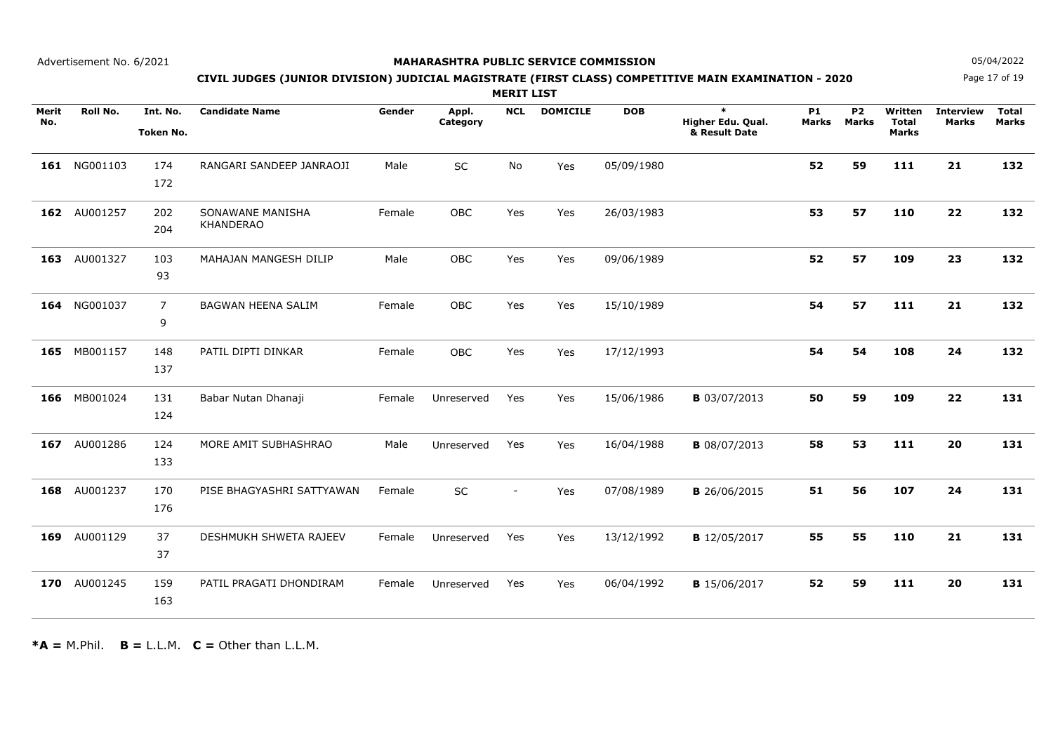Advertisement No. 6/2021

**MAHARASHTRA PUBLIC SERVICE COMMISSION**

05/04/2022

**CIVIL JUDGES (JUNIOR DIVISION) JUDICIAL MAGISTRATE (FIRST CLASS) COMPETITIVE MAIN EXAMINATION - 2020**

**MERIT LIST**

| Merit No. | Roll No. | Int. No. Token No. | Candidate Name | Gender | Appl. Category | NCL | DOMICILE | DOB | * Higher Edu. Qual. & Result Date | P1 Marks | P2 Marks | Written Total Marks | Interview Marks | Total Marks |
|---|---|---|---|---|---|---|---|---|---|---|---|---|---|---|
| **161** | NG001103 | 174 172 | RANGARI SANDEEP JANRAOJI | Male | SC | No | Yes | 05/09/1980 | | **52** | **59** | **111** | **21** | **132** |
| **162** | AU001257 | 202 204 | SONAWANE MANISHA KHANDERAO | Female | OBC | Yes | Yes | 26/03/1983 | | **53** | **57** | **110** | **22** | **132** |
| **163** | AU001327 | 103 93 | MAHAJAN MANGESH DILIP | Male | OBC | Yes | Yes | 09/06/1989 | | **52** | **57** | **109** | **23** | **132** |
| **164** | NG001037 | 7 9 | BAGWAN HEENA SALIM | Female | OBC | Yes | Yes | 15/10/1989 | | **54** | **57** | **111** | **21** | **132** |
| **165** | MB001157 | 148 137 | PATIL DIPTI DINKAR | Female | OBC | Yes | Yes | 17/12/1993 | | **54** | **54** | **108** | **24** | **132** |
| **166** | MB001024 | 131 124 | Babar Nutan Dhanaji | Female | Unreserved | Yes | Yes | 15/06/1986 | **B** 03/07/2013 | **50** | **59** | **109** | **22** | **131** |
| **167** | AU001286 | 124 133 | MORE AMIT SUBHASHRAO | Male | Unreserved | Yes | Yes | 16/04/1988 | **B** 08/07/2013 | **58** | **53** | **111** | **20** | **131** |
| **168** | AU001237 | 170 176 | PISE BHAGYASHRI SATTYAWAN | Female | SC | - | Yes | 07/08/1989 | **B** 26/06/2015 | **51** | **56** | **107** | **24** | **131** |
| **169** | AU001129 | 37 37 | DESHMUKH SHWETA RAJEEV | Female | Unreserved | Yes | Yes | 13/12/1992 | **B** 12/05/2017 | **55** | **55** | **110** | **21** | **131** |
| **170** | AU001245 | 159 163 | PATIL PRAGATI DHONDIRAM | Female | Unreserved | Yes | Yes | 06/04/1992 | **B** 15/06/2017 | **52** | **59** | **111** | **20** | **131** |

***A =** M.Phil. **B =** L.L.M. **C =** Other than L.L.M.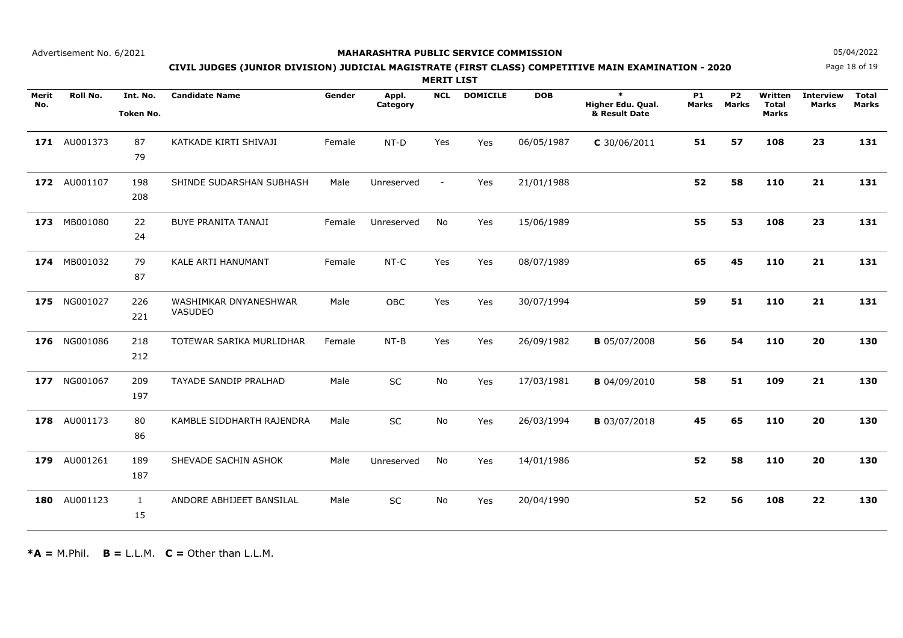Advertisement No. 6/2021

05/04/2022

# MAHARASHTRA PUBLIC SERVICE COMMISSION

## CIVIL JUDGES (JUNIOR DIVISION) JUDICIAL MAGISTRATE (FIRST CLASS) COMPETITIVE MAIN EXAMINATION - 2020

### MERIT LIST

| Merit No. | Roll No. | Int. No. Token No. | Candidate Name | Gender | Appl. Category | NCL | DOMICILE | DOB | * Higher Edu. Qual. & Result Date | P1 Marks | P2 Marks | Written Total Marks | Interview Marks | Total Marks |
|---|---|---|---|---|---|---|---|---|---|---|---|---|---|---|
| **171** | AU001373 | 87 79 | KATKADE KIRTI SHIVAJI | Female | NT-D | Yes | Yes | 06/05/1987 | **C** 30/06/2011 | **51** | **57** | **108** | **23** | **131** |
| **172** | AU001107 | 198 208 | SHINDE SUDARSHAN SUBHASH | Male | Unreserved | - | Yes | 21/01/1988 | | **52** | **58** | **110** | **21** | **131** |
| **173** | MB001080 | 22 24 | BUYE PRANITA TANAJI | Female | Unreserved | No | Yes | 15/06/1989 | | **55** | **53** | **108** | **23** | **131** |
| **174** | MB001032 | 79 87 | KALE ARTI HANUMANT | Female | NT-C | Yes | Yes | 08/07/1989 | | **65** | **45** | **110** | **21** | **131** |
| **175** | NG001027 | 226 221 | WASHIMKAR DNYANESHWAR VASUDEO | Male | OBC | Yes | Yes | 30/07/1994 | | **59** | **51** | **110** | **21** | **131** |
| **176** | NG001086 | 218 212 | TOTEWAR SARIKA MURLIDHAR | Female | NT-B | Yes | Yes | 26/09/1982 | **B** 05/07/2008 | **56** | **54** | **110** | **20** | **130** |
| **177** | NG001067 | 209 197 | TAYADE SANDIP PRALHAD | Male | SC | No | Yes | 17/03/1981 | **B** 04/09/2010 | **58** | **51** | **109** | **21** | **130** |
| **178** | AU001173 | 80 86 | KAMBLE SIDDHARTH RAJENDRA | Male | SC | No | Yes | 26/03/1994 | **B** 03/07/2018 | **45** | **65** | **110** | **20** | **130** |
| **179** | AU001261 | 189 187 | SHEVADE SACHIN ASHOK | Male | Unreserved | No | Yes | 14/01/1986 | | **52** | **58** | **110** | **20** | **130** |
| **180** | AU001123 | 1 15 | ANDORE ABHIJEET BANSILAL | Male | SC | No | Yes | 20/04/1990 | | **52** | **56** | **108** | **22** | **130** |

***A =** M.Phil. **B =** L.L.M. **C =** Other than L.L.M.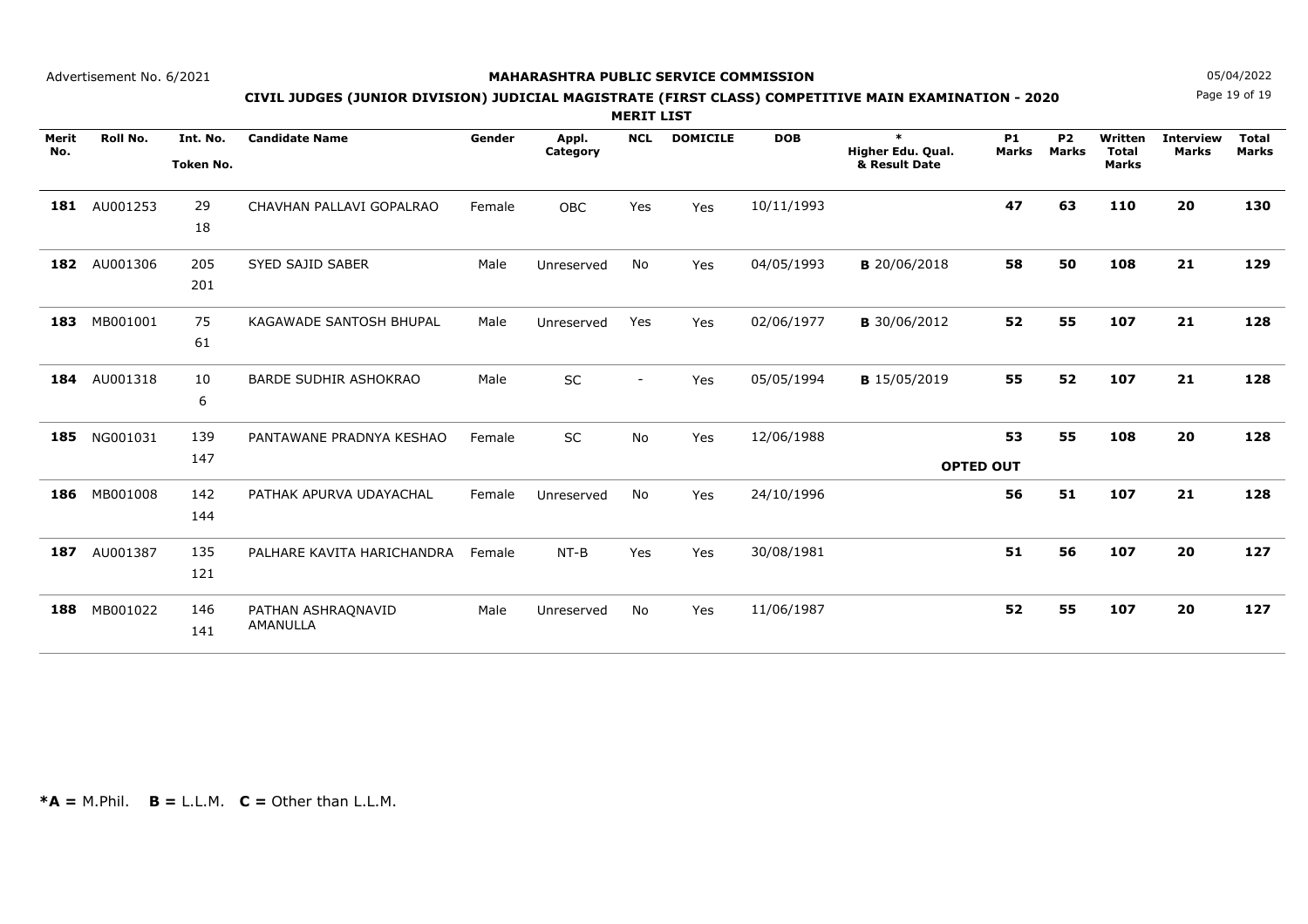Advertisement No. 6/2021

**MAHARASHTRA PUBLIC SERVICE COMMISSION**

**CIVIL JUDGES (JUNIOR DIVISION) JUDICIAL MAGISTRATE (FIRST CLASS) COMPETITIVE MAIN EXAMINATION - 2020**

**MERIT LIST**

05/04/2022

| Merit No. | Roll No. | Int. No. Token No. | Candidate Name | Gender | Appl. Category | NCL | DOMICILE | DOB | * Higher Edu. Qual. & Result Date | P1 Marks | P2 Marks | Written Total Marks | Interview Marks | Total Marks |
|---|---|---|---|---|---|---|---|---|---|---|---|---|---|---|
| **181** | AU001253 | 29 18 | CHAVHAN PALLAVI GOPALRAO | Female | OBC | Yes | Yes | 10/11/1993 | | **47** | **63** | **110** | **20** | **130** |
| **182** | AU001306 | 205 201 | SYED SAJID SABER | Male | Unreserved | No | Yes | 04/05/1993 | **B** 20/06/2018 | **58** | **50** | **108** | **21** | **129** |
| **183** | MB001001 | 75 61 | KAGAWADE SANTOSH BHUPAL | Male | Unreserved | Yes | Yes | 02/06/1977 | **B** 30/06/2012 | **52** | **55** | **107** | **21** | **128** |
| **184** | AU001318 | 10 6 | BARDE SUDHIR ASHOKRAO | Male | SC | - | Yes | 05/05/1994 | **B** 15/05/2019 | **55** | **52** | **107** | **21** | **128** |
| **185** | NG001031 | 139 147 | PANTAWANE PRADNYA KESHAO | Female | SC | No | Yes | 12/06/1988 | | **53** **OPTED OUT** | **55** | **108** | **20** | **128** |
| **186** | MB001008 | 142 144 | PATHAK APURVA UDAYACHAL | Female | Unreserved | No | Yes | 24/10/1996 | | **56** | **51** | **107** | **21** | **128** |
| **187** | AU001387 | 135 121 | PALHARE KAVITA HARICHANDRA | Female | NT-B | Yes | Yes | 30/08/1981 | | **51** | **56** | **107** | **20** | **127** |
| **188** | MB001022 | 146 141 | PATHAN ASHRAQNAVID AMANULLA | Male | Unreserved | No | Yes | 11/06/1987 | | **52** | **55** | **107** | **20** | **127** |

***A =** M.Phil. **B =** L.L.M. **C =** Other than L.L.M.